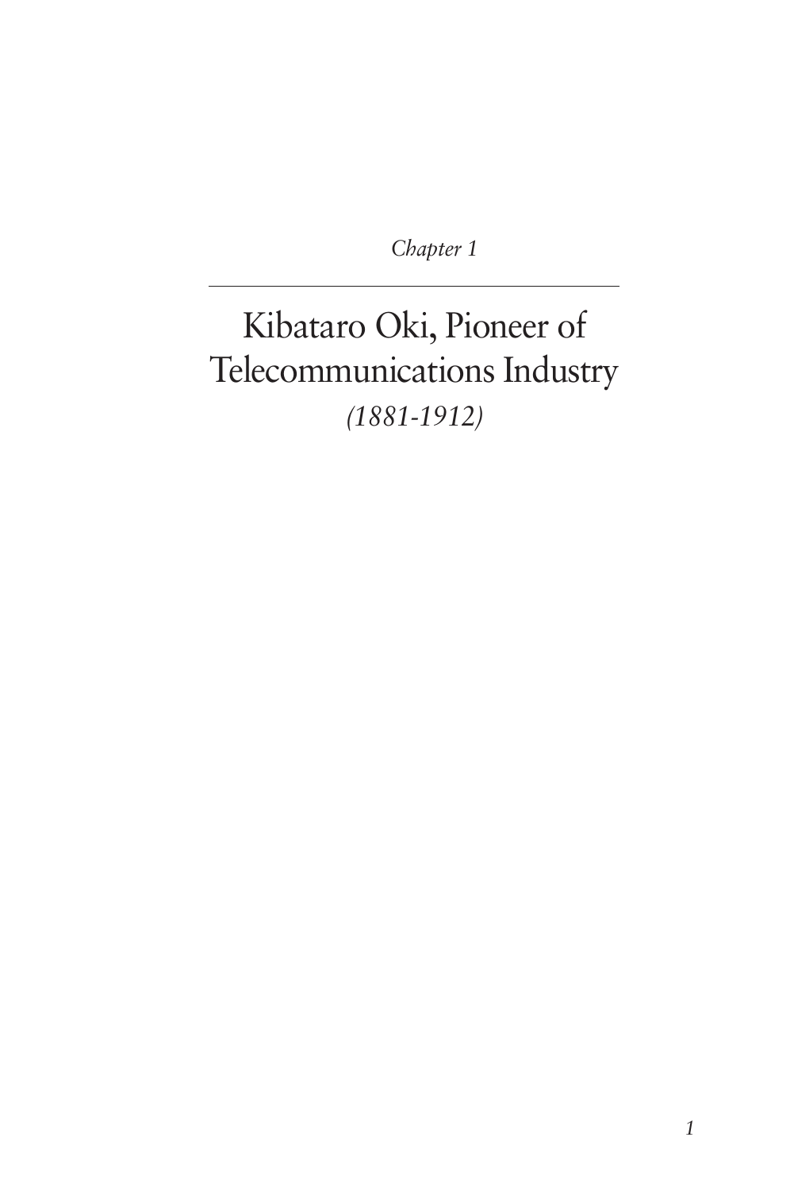*Chapter 1*

# Kibataro Oki, Pioneer of Telecommunications Industry

*(1881-1912)*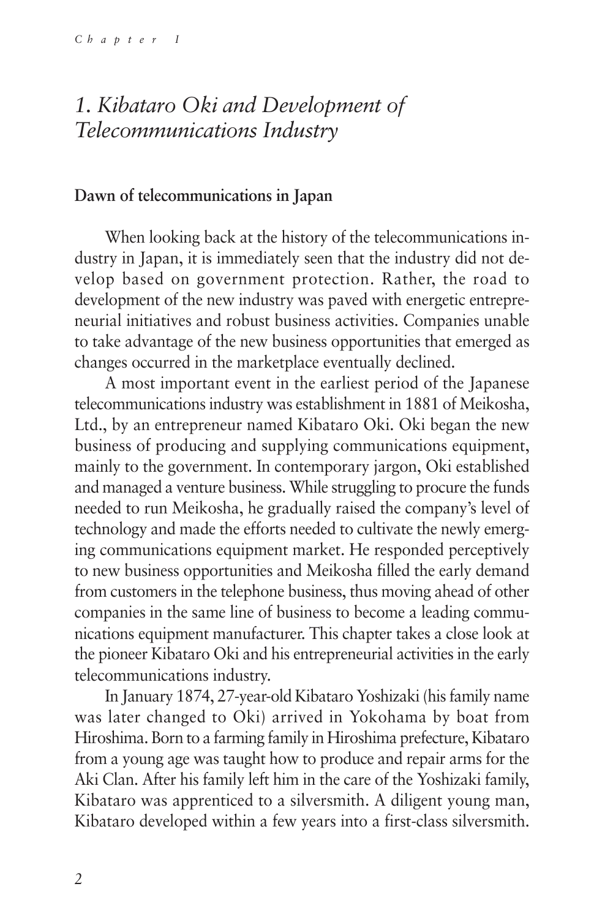# *1. Kibataro Oki and Development of Telecommunications Industry*

## Dawn of telecommunications in Japan

When looking back at the history of the telecommunications industry in Japan, it is immediately seen that the industry did not develop based on government protection. Rather, the road to development of the new industry was paved with energetic entrepreneurial initiatives and robust business activities. Companies unable to take advantage of the new business opportunities that emerged as changes occurred in the marketplace eventually declined.

A most important event in the earliest period of the Japanese telecommunications industry was establishment in 1881 of Meikosha, Ltd., by an entrepreneur named Kibataro Oki. Oki began the new business of producing and supplying communications equipment, mainly to the government. In contemporary jargon, Oki established and managed a venture business. While struggling to procure the funds needed to run Meikosha, he gradually raised the company's level of technology and made the efforts needed to cultivate the newly emerging communications equipment market. He responded perceptively to new business opportunities and Meikosha filled the early demand from customers in the telephone business, thus moving ahead of other companies in the same line of business to become a leading communications equipment manufacturer. This chapter takes a close look at the pioneer Kibataro Oki and his entrepreneurial activities in the early telecommunications industry.

In January 1874, 27-year-old Kibataro Yoshizaki (his family name was later changed to Oki) arrived in Yokohama by boat from Hiroshima. Born to a farming family in Hiroshima prefecture, Kibataro from a young age was taught how to produce and repair arms for the Aki Clan. After his family left him in the care of the Yoshizaki family, Kibataro was apprenticed to a silversmith. A diligent young man, Kibataro developed within a few years into a first-class silversmith.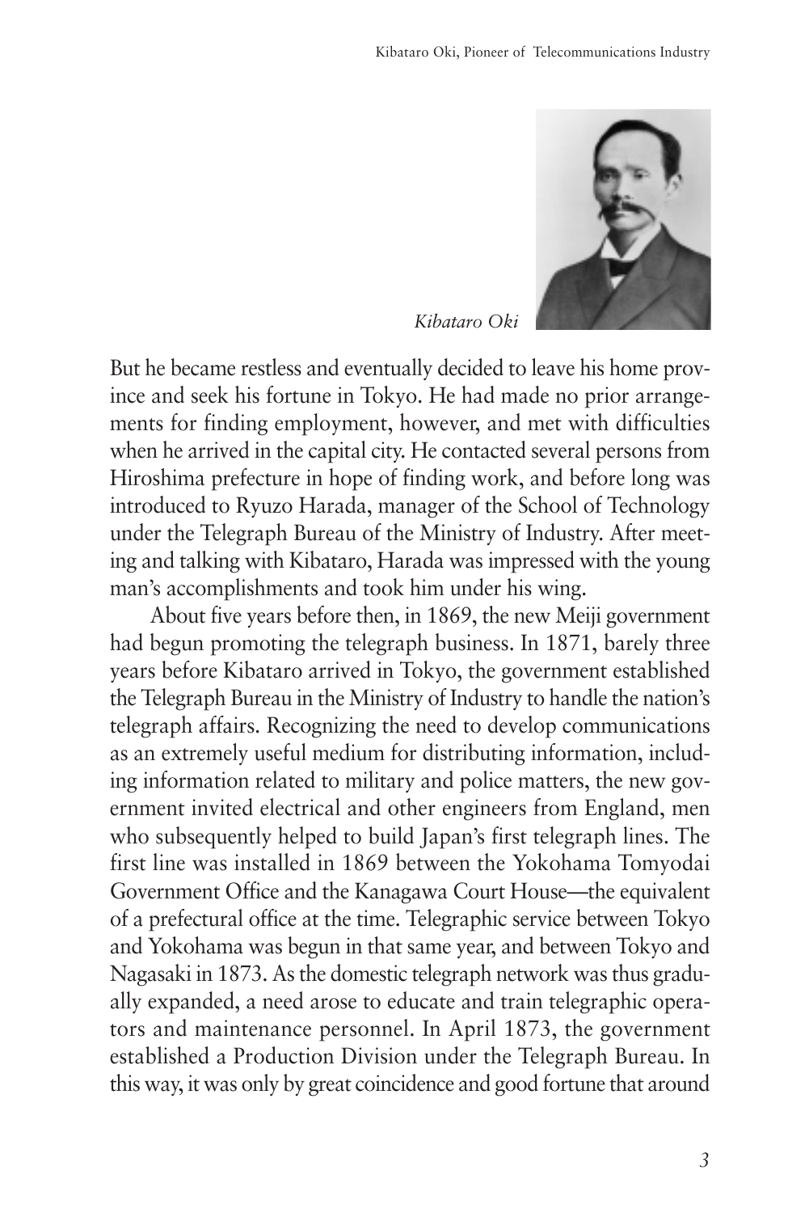*Kibataro Oki*

But he became restless and eventually decided to leave his home province and seek his fortune in Tokyo. He had made no prior arrangements for finding employment, however, and met with difficulties when he arrived in the capital city. He contacted several persons from Hiroshima prefecture in hope of finding work, and before long was introduced to Ryuzo Harada, manager of the School of Technology under the Telegraph Bureau of the Ministry of Industry. After meeting and talking with Kibataro, Harada was impressed with the young man's accomplishments and took him under his wing.

About five years before then, in 1869, the new Meiji government had begun promoting the telegraph business. In 1871, barely three years before Kibataro arrived in Tokyo, the government established the Telegraph Bureau in the Ministry of Industry to handle the nation's telegraph affairs. Recognizing the need to develop communications as an extremely useful medium for distributing information, including information related to military and police matters, the new government invited electrical and other engineers from England, men who subsequently helped to build Japan's first telegraph lines. The first line was installed in 1869 between the Yokohama Tomyodai Government Office and the Kanagawa Court House—the equivalent of a prefectural office at the time. Telegraphic service between Tokyo and Yokohama was begun in that same year, and between Tokyo and Nagasaki in 1873. As the domestic telegraph network was thus gradually expanded, a need arose to educate and train telegraphic operators and maintenance personnel. In April 1873, the government established a Production Division under the Telegraph Bureau. In this way, it was only by great coincidence and good fortune that around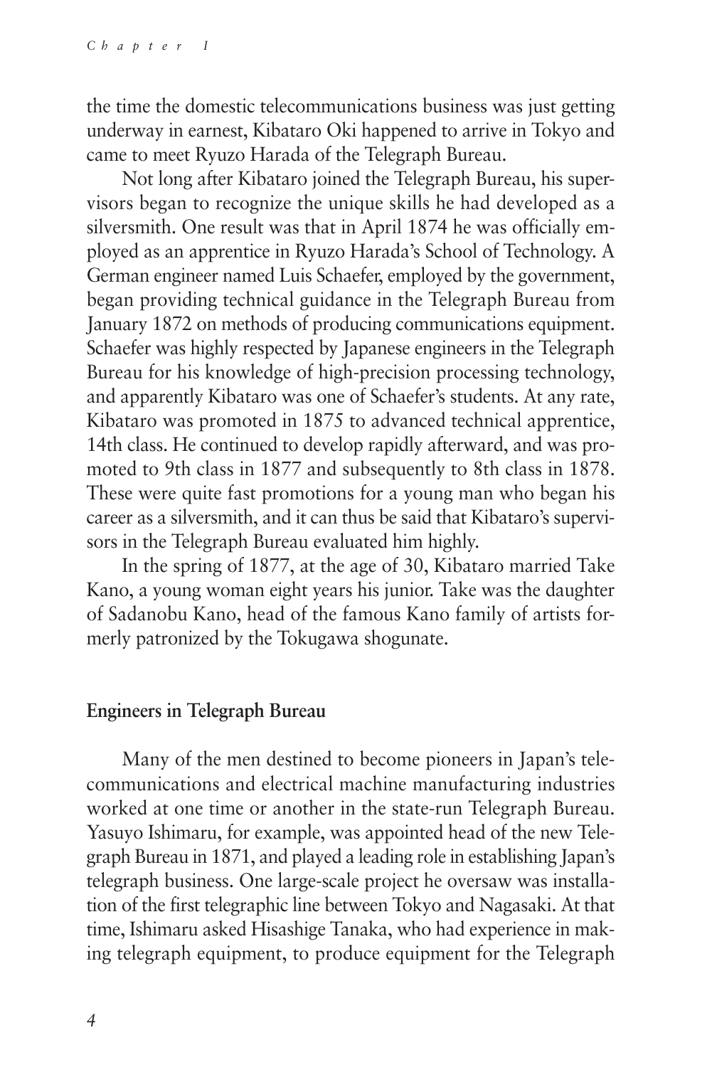the time the domestic telecommunications business was just getting underway in earnest, Kibataro Oki happened to arrive in Tokyo and came to meet Ryuzo Harada of the Telegraph Bureau.

Not long after Kibataro joined the Telegraph Bureau, his supervisors began to recognize the unique skills he had developed as a silversmith. One result was that in April 1874 he was officially employed as an apprentice in Ryuzo Harada's School of Technology. A German engineer named Luis Schaefer, employed by the government, began providing technical guidance in the Telegraph Bureau from January 1872 on methods of producing communications equipment. Schaefer was highly respected by Japanese engineers in the Telegraph Bureau for his knowledge of high-precision processing technology, and apparently Kibataro was one of Schaefer's students. At any rate, Kibataro was promoted in 1875 to advanced technical apprentice, 14th class. He continued to develop rapidly afterward, and was promoted to 9th class in 1877 and subsequently to 8th class in 1878. These were quite fast promotions for a young man who began his career as a silversmith, and it can thus be said that Kibataro's supervisors in the Telegraph Bureau evaluated him highly.

In the spring of 1877, at the age of 30, Kibataro married Take Kano, a young woman eight years his junior. Take was the daughter of Sadanobu Kano, head of the famous Kano family of artists formerly patronized by the Tokugawa shogunate.

## Engineers in Telegraph Bureau

Many of the men destined to become pioneers in Japan's telecommunications and electrical machine manufacturing industries worked at one time or another in the state-run Telegraph Bureau. Yasuyo Ishimaru, for example, was appointed head of the new Telegraph Bureau in 1871, and played a leading role in establishing Japan's telegraph business. One large-scale project he oversaw was installation of the first telegraphic line between Tokyo and Nagasaki. At that time, Ishimaru asked Hisashige Tanaka, who had experience in making telegraph equipment, to produce equipment for the Telegraph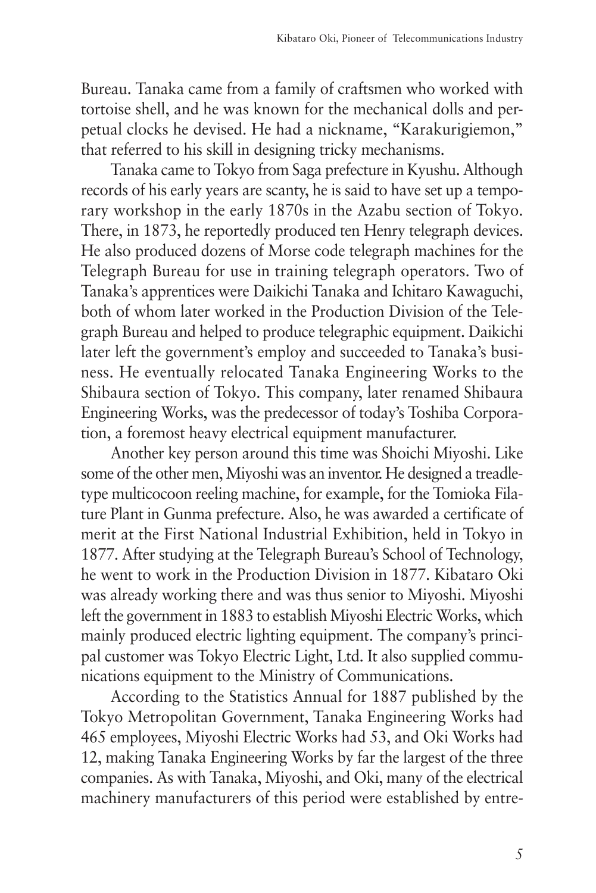Bureau. Tanaka came from a family of craftsmen who worked with tortoise shell, and he was known for the mechanical dolls and perpetual clocks he devised. He had a nickname, "Karakurigiemon," that referred to his skill in designing tricky mechanisms.

Tanaka came to Tokyo from Saga prefecture in Kyushu. Although records of his early years are scanty, he is said to have set up a temporary workshop in the early 1870s in the Azabu section of Tokyo. There, in 1873, he reportedly produced ten Henry telegraph devices. He also produced dozens of Morse code telegraph machines for the Telegraph Bureau for use in training telegraph operators. Two of Tanaka's apprentices were Daikichi Tanaka and Ichitaro Kawaguchi, both of whom later worked in the Production Division of the Telegraph Bureau and helped to produce telegraphic equipment. Daikichi later left the government's employ and succeeded to Tanaka's business. He eventually relocated Tanaka Engineering Works to the Shibaura section of Tokyo. This company, later renamed Shibaura Engineering Works, was the predecessor of today's Toshiba Corporation, a foremost heavy electrical equipment manufacturer.

Another key person around this time was Shoichi Miyoshi. Like some of the other men, Miyoshi was an inventor. He designed a treadle-type multicocoon reeling machine, for example, for the Tomioka Filature Plant in Gunma prefecture. Also, he was awarded a certificate of merit at the First National Industrial Exhibition, held in Tokyo in 1877. After studying at the Telegraph Bureau's School of Technology, he went to work in the Production Division in 1877. Kibataro Oki was already working there and was thus senior to Miyoshi. Miyoshi left the government in 1883 to establish Miyoshi Electric Works, which mainly produced electric lighting equipment. The company's principal customer was Tokyo Electric Light, Ltd. It also supplied communications equipment to the Ministry of Communications.

According to the Statistics Annual for 1887 published by the Tokyo Metropolitan Government, Tanaka Engineering Works had 465 employees, Miyoshi Electric Works had 53, and Oki Works had 12, making Tanaka Engineering Works by far the largest of the three companies. As with Tanaka, Miyoshi, and Oki, many of the electrical machinery manufacturers of this period were established by entre-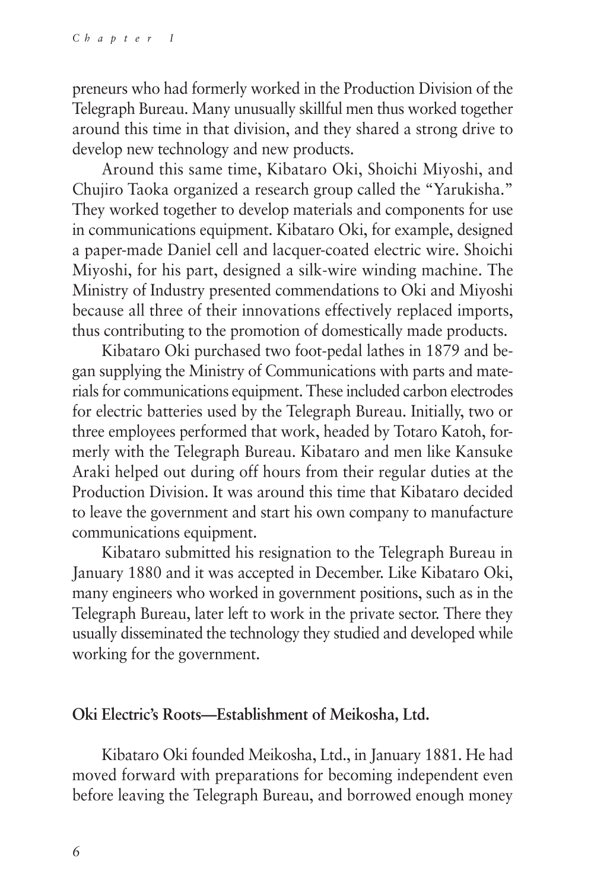preneurs who had formerly worked in the Production Division of the Telegraph Bureau. Many unusually skillful men thus worked together around this time in that division, and they shared a strong drive to develop new technology and new products.

Around this same time, Kibataro Oki, Shoichi Miyoshi, and Chujiro Taoka organized a research group called the "Yarukisha." They worked together to develop materials and components for use in communications equipment. Kibataro Oki, for example, designed a paper-made Daniel cell and lacquer-coated electric wire. Shoichi Miyoshi, for his part, designed a silk-wire winding machine. The Ministry of Industry presented commendations to Oki and Miyoshi because all three of their innovations effectively replaced imports, thus contributing to the promotion of domestically made products.

Kibataro Oki purchased two foot-pedal lathes in 1879 and began supplying the Ministry of Communications with parts and materials for communications equipment. These included carbon electrodes for electric batteries used by the Telegraph Bureau. Initially, two or three employees performed that work, headed by Totaro Katoh, formerly with the Telegraph Bureau. Kibataro and men like Kansuke Araki helped out during off hours from their regular duties at the Production Division. It was around this time that Kibataro decided to leave the government and start his own company to manufacture communications equipment.

Kibataro submitted his resignation to the Telegraph Bureau in January 1880 and it was accepted in December. Like Kibataro Oki, many engineers who worked in government positions, such as in the Telegraph Bureau, later left to work in the private sector. There they usually disseminated the technology they studied and developed while working for the government.

## Oki Electric's Roots—Establishment of Meikosha, Ltd.

Kibataro Oki founded Meikosha, Ltd., in January 1881. He had moved forward with preparations for becoming independent even before leaving the Telegraph Bureau, and borrowed enough money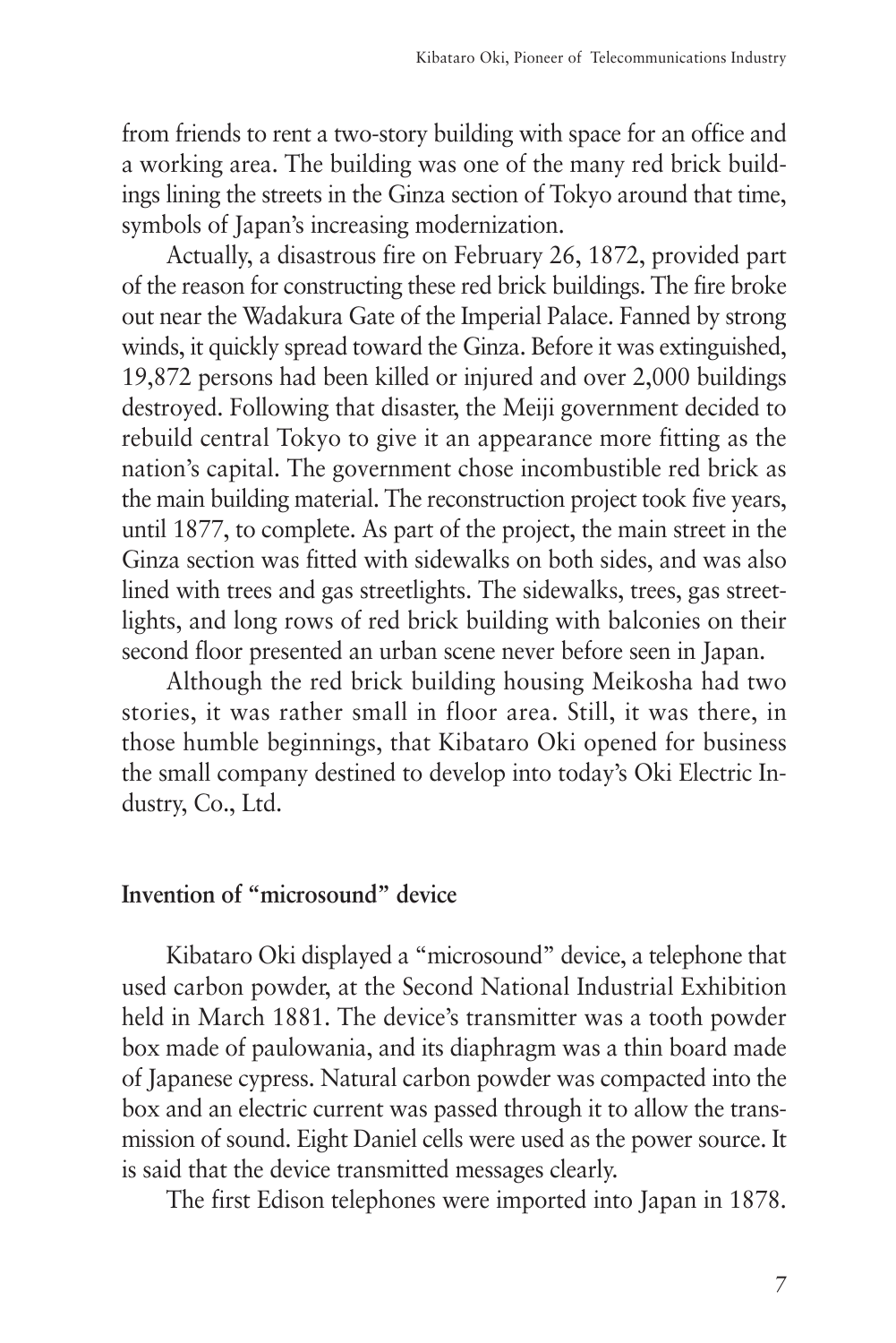from friends to rent a two-story building with space for an office and a working area. The building was one of the many red brick buildings lining the streets in the Ginza section of Tokyo around that time, symbols of Japan's increasing modernization.

Actually, a disastrous fire on February 26, 1872, provided part of the reason for constructing these red brick buildings. The fire broke out near the Wadakura Gate of the Imperial Palace. Fanned by strong winds, it quickly spread toward the Ginza. Before it was extinguished, 19,872 persons had been killed or injured and over 2,000 buildings destroyed. Following that disaster, the Meiji government decided to rebuild central Tokyo to give it an appearance more fitting as the nation's capital. The government chose incombustible red brick as the main building material. The reconstruction project took five years, until 1877, to complete. As part of the project, the main street in the Ginza section was fitted with sidewalks on both sides, and was also lined with trees and gas streetlights. The sidewalks, trees, gas streetlights, and long rows of red brick building with balconies on their second floor presented an urban scene never before seen in Japan.

Although the red brick building housing Meikosha had two stories, it was rather small in floor area. Still, it was there, in those humble beginnings, that Kibataro Oki opened for business the small company destined to develop into today's Oki Electric Industry, Co., Ltd.

## Invention of "microsound" device

Kibataro Oki displayed a "microsound" device, a telephone that used carbon powder, at the Second National Industrial Exhibition held in March 1881. The device's transmitter was a tooth powder box made of paulowania, and its diaphragm was a thin board made of Japanese cypress. Natural carbon powder was compacted into the box and an electric current was passed through it to allow the transmission of sound. Eight Daniel cells were used as the power source. It is said that the device transmitted messages clearly.

The first Edison telephones were imported into Japan in 1878.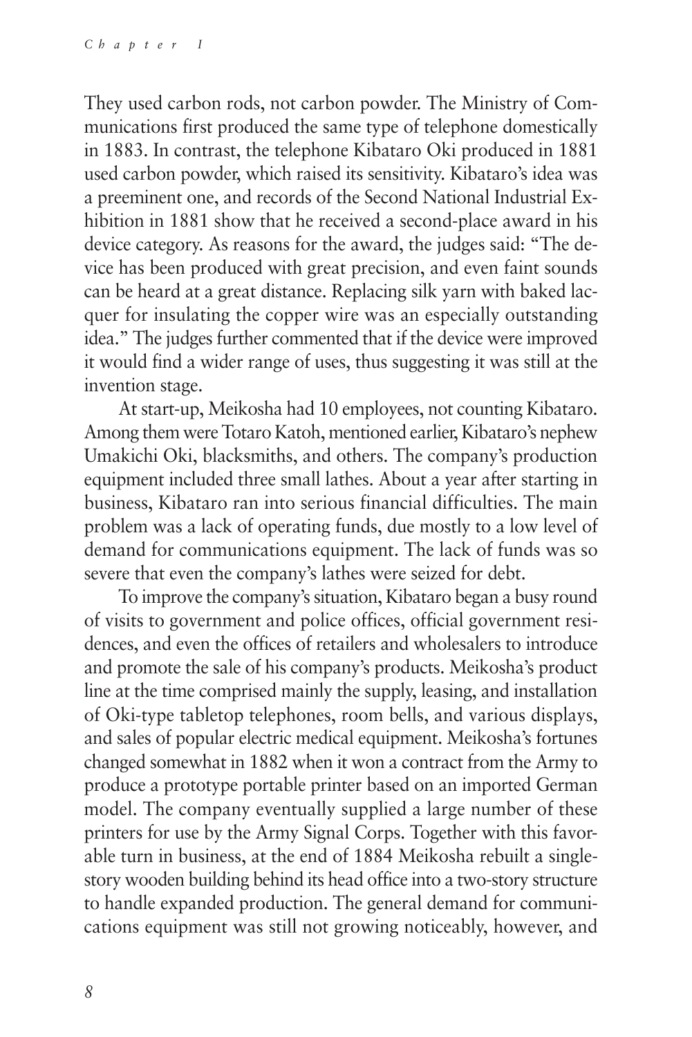They used carbon rods, not carbon powder. The Ministry of Communications first produced the same type of telephone domestically in 1883. In contrast, the telephone Kibataro Oki produced in 1881 used carbon powder, which raised its sensitivity. Kibataro's idea was a preeminent one, and records of the Second National Industrial Exhibition in 1881 show that he received a second-place award in his device category. As reasons for the award, the judges said: "The device has been produced with great precision, and even faint sounds can be heard at a great distance. Replacing silk yarn with baked lacquer for insulating the copper wire was an especially outstanding idea." The judges further commented that if the device were improved it would find a wider range of uses, thus suggesting it was still at the invention stage.

At start-up, Meikosha had 10 employees, not counting Kibataro. Among them were Totaro Katoh, mentioned earlier, Kibataro's nephew Umakichi Oki, blacksmiths, and others. The company's production equipment included three small lathes. About a year after starting in business, Kibataro ran into serious financial difficulties. The main problem was a lack of operating funds, due mostly to a low level of demand for communications equipment. The lack of funds was so severe that even the company's lathes were seized for debt.

To improve the company's situation, Kibataro began a busy round of visits to government and police offices, official government residences, and even the offices of retailers and wholesalers to introduce and promote the sale of his company's products. Meikosha's product line at the time comprised mainly the supply, leasing, and installation of Oki-type tabletop telephones, room bells, and various displays, and sales of popular electric medical equipment. Meikosha's fortunes changed somewhat in 1882 when it won a contract from the Army to produce a prototype portable printer based on an imported German model. The company eventually supplied a large number of these printers for use by the Army Signal Corps. Together with this favorable turn in business, at the end of 1884 Meikosha rebuilt a single-story wooden building behind its head office into a two-story structure to handle expanded production. The general demand for communications equipment was still not growing noticeably, however, and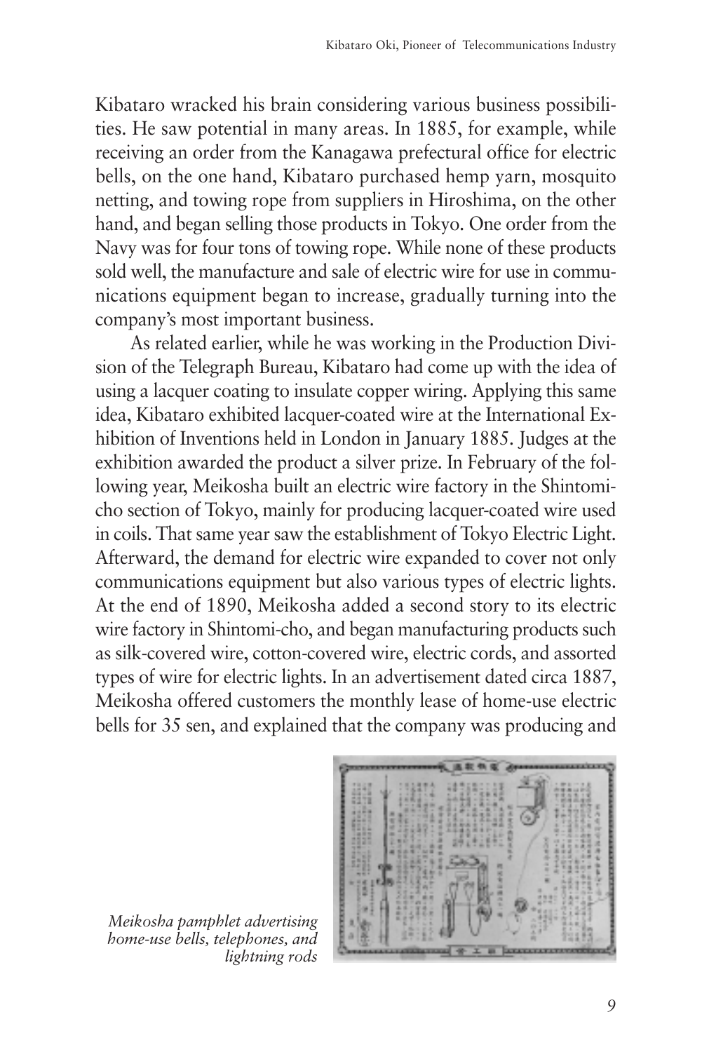Kibataro wracked his brain considering various business possibilities. He saw potential in many areas. In 1885, for example, while receiving an order from the Kanagawa prefectural office for electric bells, on the one hand, Kibataro purchased hemp yarn, mosquito netting, and towing rope from suppliers in Hiroshima, on the other hand, and began selling those products in Tokyo. One order from the Navy was for four tons of towing rope. While none of these products sold well, the manufacture and sale of electric wire for use in communications equipment began to increase, gradually turning into the company's most important business.

As related earlier, while he was working in the Production Division of the Telegraph Bureau, Kibataro had come up with the idea of using a lacquer coating to insulate copper wiring. Applying this same idea, Kibataro exhibited lacquer-coated wire at the International Exhibition of Inventions held in London in January 1885. Judges at the exhibition awarded the product a silver prize. In February of the following year, Meikosha built an electric wire factory in the Shintomi-cho section of Tokyo, mainly for producing lacquer-coated wire used in coils. That same year saw the establishment of Tokyo Electric Light. Afterward, the demand for electric wire expanded to cover not only communications equipment but also various types of electric lights. At the end of 1890, Meikosha added a second story to its electric wire factory in Shintomi-cho, and began manufacturing products such as silk-covered wire, cotton-covered wire, electric cords, and assorted types of wire for electric lights. In an advertisement dated circa 1887, Meikosha offered customers the monthly lease of home-use electric bells for 35 sen, and explained that the company was producing and

*Meikosha pamphlet advertising home-use bells, telephones, and lightning rods*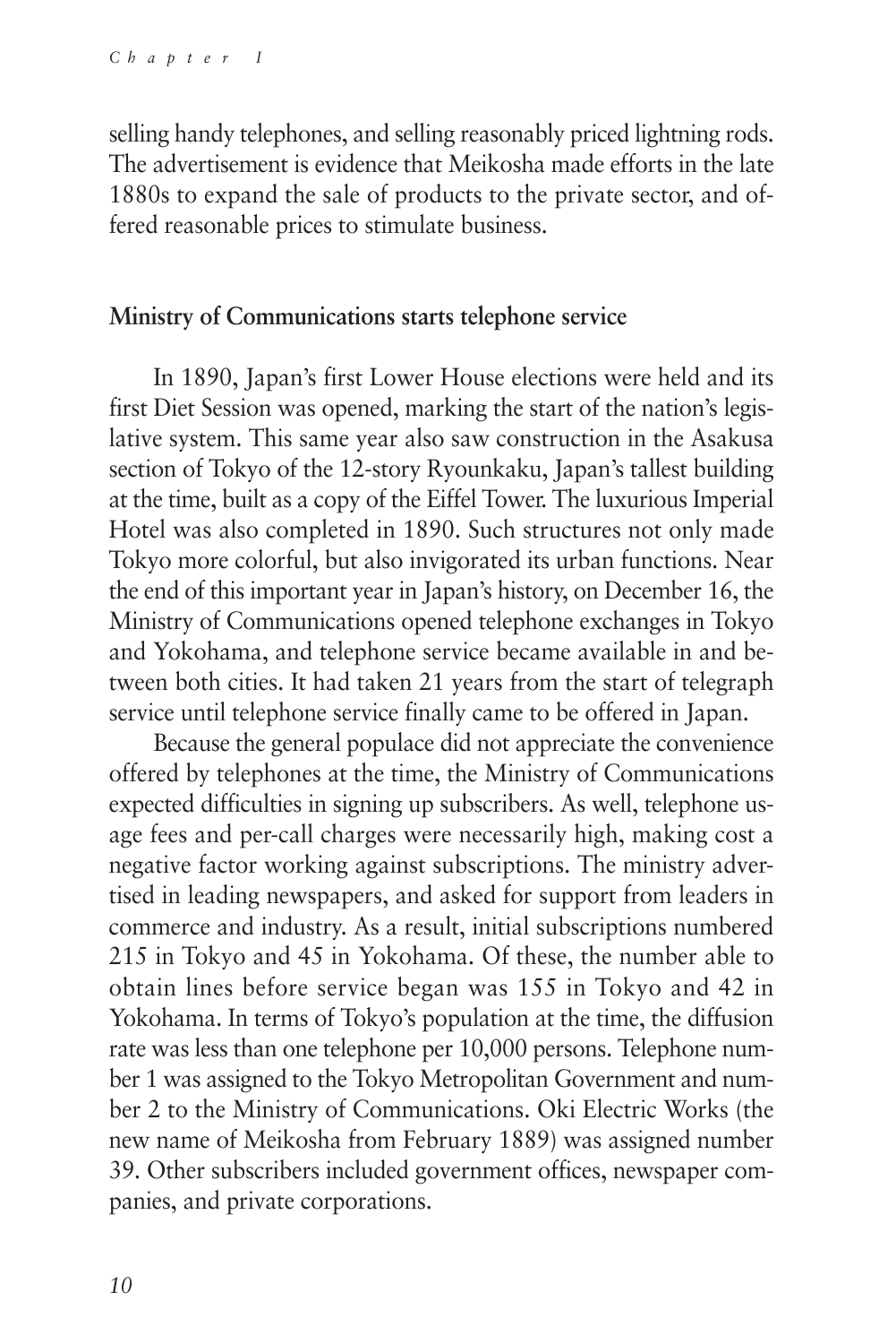selling handy telephones, and selling reasonably priced lightning rods. The advertisement is evidence that Meikosha made efforts in the late 1880s to expand the sale of products to the private sector, and offered reasonable prices to stimulate business.

## Ministry of Communications starts telephone service

In 1890, Japan's first Lower House elections were held and its first Diet Session was opened, marking the start of the nation's legislative system. This same year also saw construction in the Asakusa section of Tokyo of the 12-story Ryounkaku, Japan's tallest building at the time, built as a copy of the Eiffel Tower. The luxurious Imperial Hotel was also completed in 1890. Such structures not only made Tokyo more colorful, but also invigorated its urban functions. Near the end of this important year in Japan's history, on December 16, the Ministry of Communications opened telephone exchanges in Tokyo and Yokohama, and telephone service became available in and between both cities. It had taken 21 years from the start of telegraph service until telephone service finally came to be offered in Japan.

Because the general populace did not appreciate the convenience offered by telephones at the time, the Ministry of Communications expected difficulties in signing up subscribers. As well, telephone usage fees and per-call charges were necessarily high, making cost a negative factor working against subscriptions. The ministry advertised in leading newspapers, and asked for support from leaders in commerce and industry. As a result, initial subscriptions numbered 215 in Tokyo and 45 in Yokohama. Of these, the number able to obtain lines before service began was 155 in Tokyo and 42 in Yokohama. In terms of Tokyo's population at the time, the diffusion rate was less than one telephone per 10,000 persons. Telephone number 1 was assigned to the Tokyo Metropolitan Government and number 2 to the Ministry of Communications. Oki Electric Works (the new name of Meikosha from February 1889) was assigned number 39. Other subscribers included government offices, newspaper companies, and private corporations.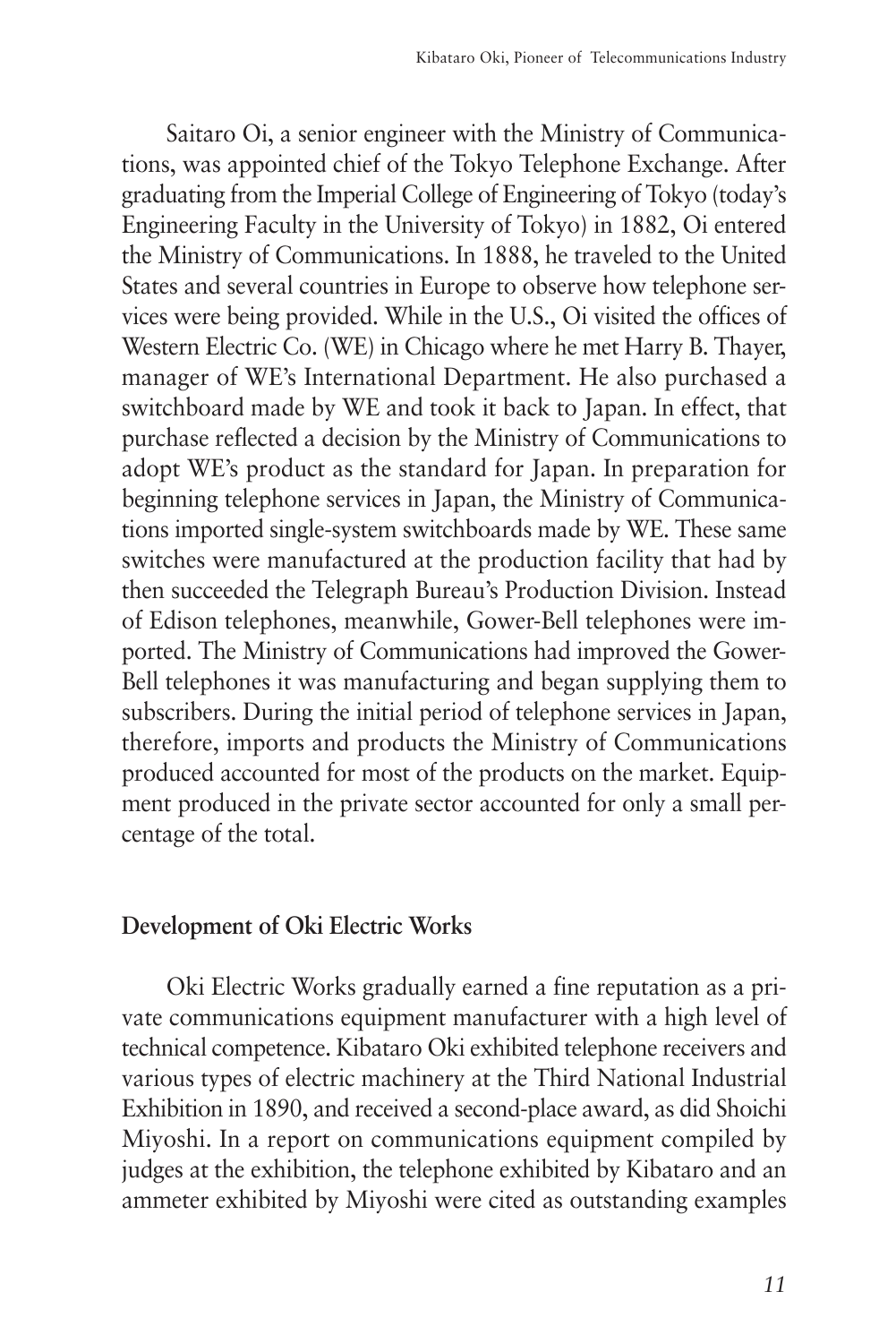Saitaro Oi, a senior engineer with the Ministry of Communications, was appointed chief of the Tokyo Telephone Exchange. After graduating from the Imperial College of Engineering of Tokyo (today's Engineering Faculty in the University of Tokyo) in 1882, Oi entered the Ministry of Communications. In 1888, he traveled to the United States and several countries in Europe to observe how telephone services were being provided. While in the U.S., Oi visited the offices of Western Electric Co. (WE) in Chicago where he met Harry B. Thayer, manager of WE's International Department. He also purchased a switchboard made by WE and took it back to Japan. In effect, that purchase reflected a decision by the Ministry of Communications to adopt WE's product as the standard for Japan. In preparation for beginning telephone services in Japan, the Ministry of Communications imported single-system switchboards made by WE. These same switches were manufactured at the production facility that had by then succeeded the Telegraph Bureau's Production Division. Instead of Edison telephones, meanwhile, Gower-Bell telephones were imported. The Ministry of Communications had improved the Gower-Bell telephones it was manufacturing and began supplying them to subscribers. During the initial period of telephone services in Japan, therefore, imports and products the Ministry of Communications produced accounted for most of the products on the market. Equipment produced in the private sector accounted for only a small percentage of the total.

## Development of Oki Electric Works

Oki Electric Works gradually earned a fine reputation as a private communications equipment manufacturer with a high level of technical competence. Kibataro Oki exhibited telephone receivers and various types of electric machinery at the Third National Industrial Exhibition in 1890, and received a second-place award, as did Shoichi Miyoshi. In a report on communications equipment compiled by judges at the exhibition, the telephone exhibited by Kibataro and an ammeter exhibited by Miyoshi were cited as outstanding examples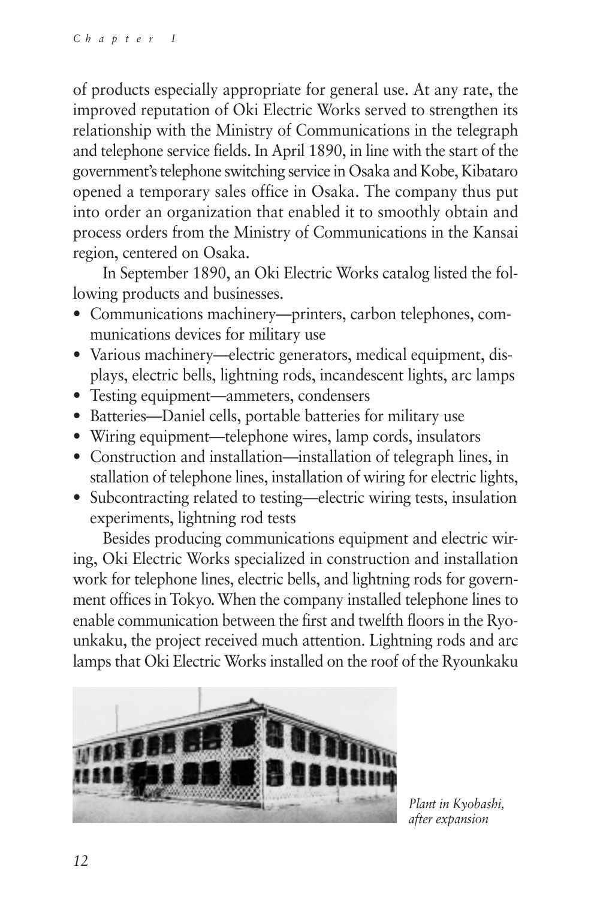of products especially appropriate for general use. At any rate, the improved reputation of Oki Electric Works served to strengthen its relationship with the Ministry of Communications in the telegraph and telephone service fields. In April 1890, in line with the start of the government's telephone switching service in Osaka and Kobe, Kibataro opened a temporary sales office in Osaka. The company thus put into order an organization that enabled it to smoothly obtain and process orders from the Ministry of Communications in the Kansai region, centered on Osaka.

In September 1890, an Oki Electric Works catalog listed the following products and businesses.

- Communications machinery—printers, carbon telephones, communications devices for military use
- Various machinery—electric generators, medical equipment, displays, electric bells, lightning rods, incandescent lights, arc lamps
- Testing equipment—ammeters, condensers
- Batteries—Daniel cells, portable batteries for military use
- Wiring equipment—telephone wires, lamp cords, insulators
- Construction and installation—installation of telegraph lines, installation of telephone lines, installation of wiring for electric lights,
- Subcontracting related to testing—electric wiring tests, insulation experiments, lightning rod tests

Besides producing communications equipment and electric wiring, Oki Electric Works specialized in construction and installation work for telephone lines, electric bells, and lightning rods for government offices in Tokyo. When the company installed telephone lines to enable communication between the first and twelfth floors in the Ryounkaku, the project received much attention. Lightning rods and arc lamps that Oki Electric Works installed on the roof of the Ryounkaku

*Plant in Kyobashi, after expansion*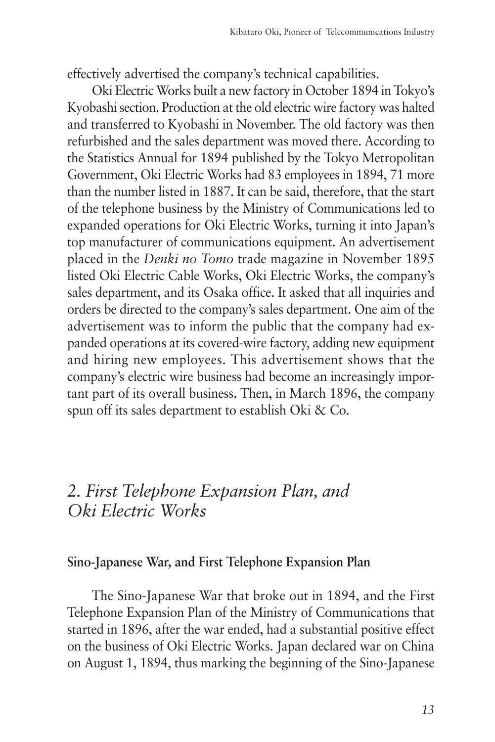effectively advertised the company's technical capabilities.

Oki Electric Works built a new factory in October 1894 in Tokyo's Kyobashi section. Production at the old electric wire factory was halted and transferred to Kyobashi in November. The old factory was then refurbished and the sales department was moved there. According to the Statistics Annual for 1894 published by the Tokyo Metropolitan Government, Oki Electric Works had 83 employees in 1894, 71 more than the number listed in 1887. It can be said, therefore, that the start of the telephone business by the Ministry of Communications led to expanded operations for Oki Electric Works, turning it into Japan's top manufacturer of communications equipment. An advertisement placed in the *Denki no Tomo* trade magazine in November 1895 listed Oki Electric Cable Works, Oki Electric Works, the company's sales department, and its Osaka office. It asked that all inquiries and orders be directed to the company's sales department. One aim of the advertisement was to inform the public that the company had expanded operations at its covered-wire factory, adding new equipment and hiring new employees. This advertisement shows that the company's electric wire business had become an increasingly important part of its overall business. Then, in March 1896, the company spun off its sales department to establish Oki & Co.

## *2. First Telephone Expansion Plan, and Oki Electric Works*

### Sino-Japanese War, and First Telephone Expansion Plan

The Sino-Japanese War that broke out in 1894, and the First Telephone Expansion Plan of the Ministry of Communications that started in 1896, after the war ended, had a substantial positive effect on the business of Oki Electric Works. Japan declared war on China on August 1, 1894, thus marking the beginning of the Sino-Japanese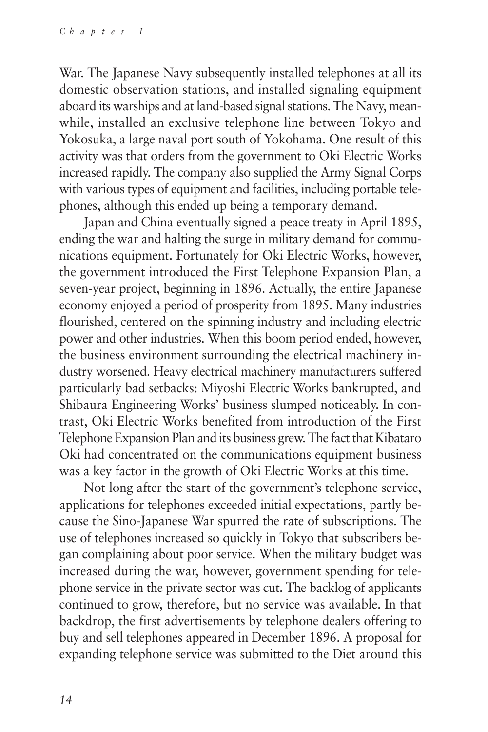War. The Japanese Navy subsequently installed telephones at all its domestic observation stations, and installed signaling equipment aboard its warships and at land-based signal stations. The Navy, meanwhile, installed an exclusive telephone line between Tokyo and Yokosuka, a large naval port south of Yokohama. One result of this activity was that orders from the government to Oki Electric Works increased rapidly. The company also supplied the Army Signal Corps with various types of equipment and facilities, including portable telephones, although this ended up being a temporary demand.

Japan and China eventually signed a peace treaty in April 1895, ending the war and halting the surge in military demand for communications equipment. Fortunately for Oki Electric Works, however, the government introduced the First Telephone Expansion Plan, a seven-year project, beginning in 1896. Actually, the entire Japanese economy enjoyed a period of prosperity from 1895. Many industries flourished, centered on the spinning industry and including electric power and other industries. When this boom period ended, however, the business environment surrounding the electrical machinery industry worsened. Heavy electrical machinery manufacturers suffered particularly bad setbacks: Miyoshi Electric Works bankrupted, and Shibaura Engineering Works' business slumped noticeably. In contrast, Oki Electric Works benefited from introduction of the First Telephone Expansion Plan and its business grew. The fact that Kibataro Oki had concentrated on the communications equipment business was a key factor in the growth of Oki Electric Works at this time.

Not long after the start of the government's telephone service, applications for telephones exceeded initial expectations, partly because the Sino-Japanese War spurred the rate of subscriptions. The use of telephones increased so quickly in Tokyo that subscribers began complaining about poor service. When the military budget was increased during the war, however, government spending for telephone service in the private sector was cut. The backlog of applicants continued to grow, therefore, but no service was available. In that backdrop, the first advertisements by telephone dealers offering to buy and sell telephones appeared in December 1896. A proposal for expanding telephone service was submitted to the Diet around this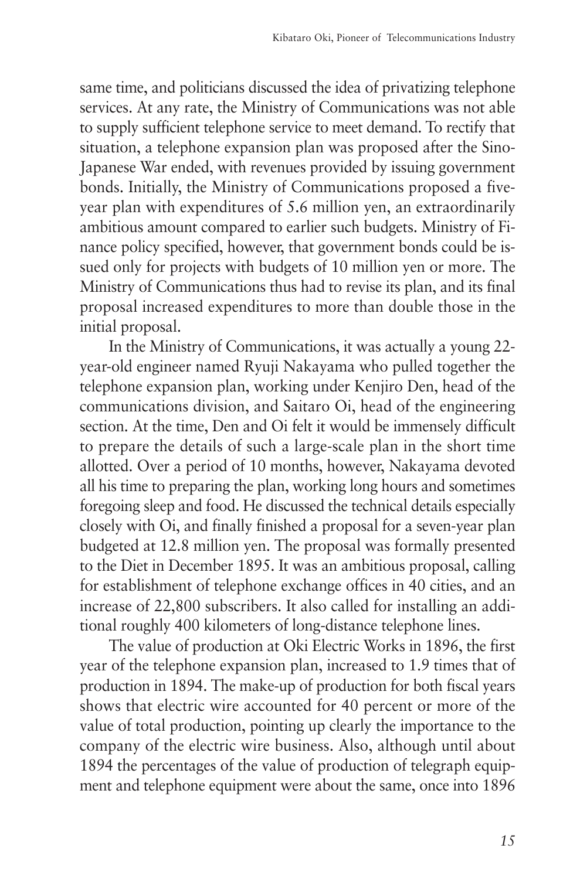same time, and politicians discussed the idea of privatizing telephone services. At any rate, the Ministry of Communications was not able to supply sufficient telephone service to meet demand. To rectify that situation, a telephone expansion plan was proposed after the Sino-Japanese War ended, with revenues provided by issuing government bonds. Initially, the Ministry of Communications proposed a five-year plan with expenditures of 5.6 million yen, an extraordinarily ambitious amount compared to earlier such budgets. Ministry of Finance policy specified, however, that government bonds could be issued only for projects with budgets of 10 million yen or more. The Ministry of Communications thus had to revise its plan, and its final proposal increased expenditures to more than double those in the initial proposal.

In the Ministry of Communications, it was actually a young 22-year-old engineer named Ryuji Nakayama who pulled together the telephone expansion plan, working under Kenjiro Den, head of the communications division, and Saitaro Oi, head of the engineering section. At the time, Den and Oi felt it would be immensely difficult to prepare the details of such a large-scale plan in the short time allotted. Over a period of 10 months, however, Nakayama devoted all his time to preparing the plan, working long hours and sometimes foregoing sleep and food. He discussed the technical details especially closely with Oi, and finally finished a proposal for a seven-year plan budgeted at 12.8 million yen. The proposal was formally presented to the Diet in December 1895. It was an ambitious proposal, calling for establishment of telephone exchange offices in 40 cities, and an increase of 22,800 subscribers. It also called for installing an additional roughly 400 kilometers of long-distance telephone lines.

The value of production at Oki Electric Works in 1896, the first year of the telephone expansion plan, increased to 1.9 times that of production in 1894. The make-up of production for both fiscal years shows that electric wire accounted for 40 percent or more of the value of total production, pointing up clearly the importance to the company of the electric wire business. Also, although until about 1894 the percentages of the value of production of telegraph equipment and telephone equipment were about the same, once into 1896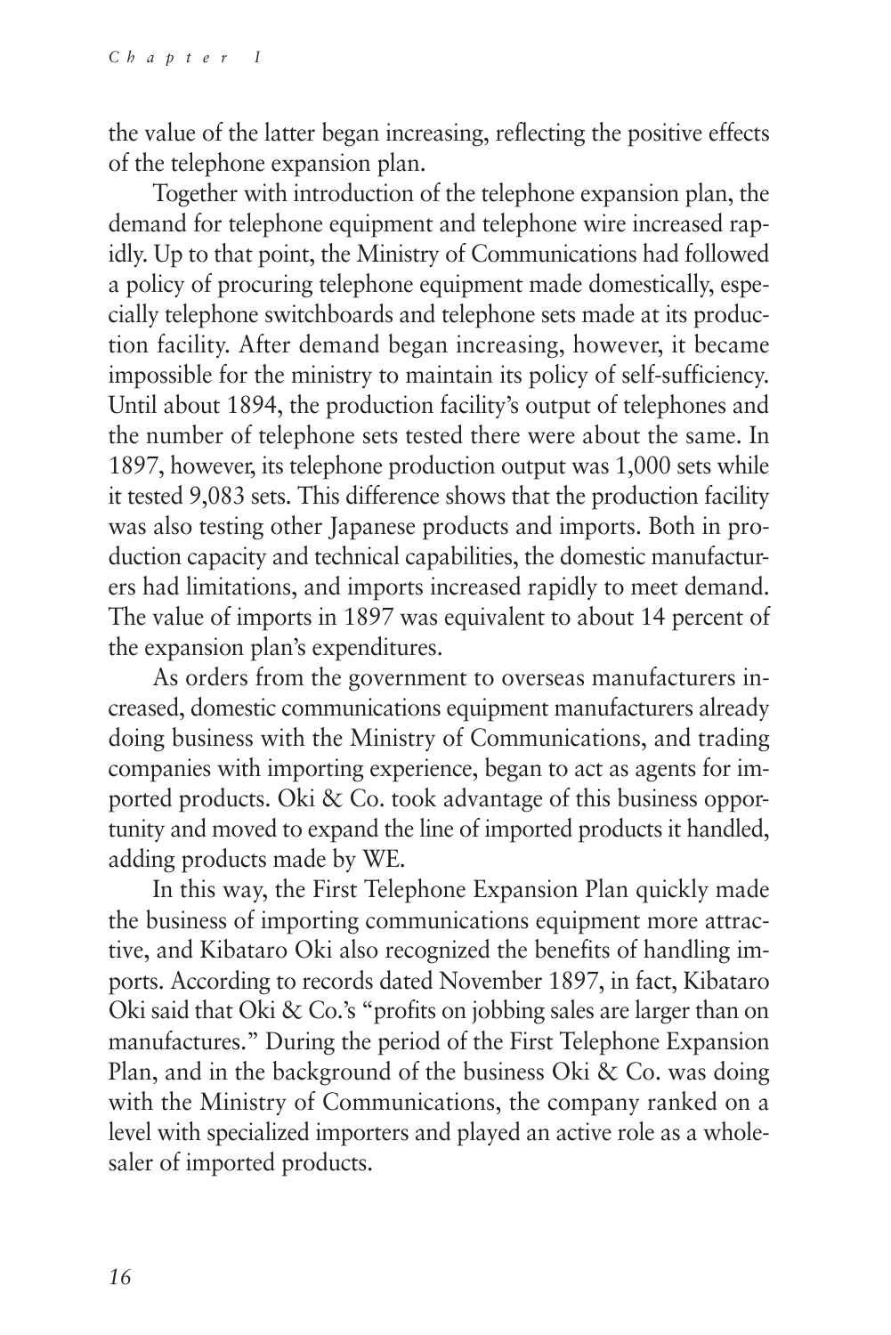the value of the latter began increasing, reflecting the positive effects of the telephone expansion plan.

Together with introduction of the telephone expansion plan, the demand for telephone equipment and telephone wire increased rapidly. Up to that point, the Ministry of Communications had followed a policy of procuring telephone equipment made domestically, especially telephone switchboards and telephone sets made at its production facility. After demand began increasing, however, it became impossible for the ministry to maintain its policy of self-sufficiency. Until about 1894, the production facility's output of telephones and the number of telephone sets tested there were about the same. In 1897, however, its telephone production output was 1,000 sets while it tested 9,083 sets. This difference shows that the production facility was also testing other Japanese products and imports. Both in production capacity and technical capabilities, the domestic manufacturers had limitations, and imports increased rapidly to meet demand. The value of imports in 1897 was equivalent to about 14 percent of the expansion plan's expenditures.

As orders from the government to overseas manufacturers increased, domestic communications equipment manufacturers already doing business with the Ministry of Communications, and trading companies with importing experience, began to act as agents for imported products. Oki & Co. took advantage of this business opportunity and moved to expand the line of imported products it handled, adding products made by WE.

In this way, the First Telephone Expansion Plan quickly made the business of importing communications equipment more attractive, and Kibataro Oki also recognized the benefits of handling imports. According to records dated November 1897, in fact, Kibataro Oki said that Oki & Co.'s "profits on jobbing sales are larger than on manufactures." During the period of the First Telephone Expansion Plan, and in the background of the business Oki & Co. was doing with the Ministry of Communications, the company ranked on a level with specialized importers and played an active role as a wholesaler of imported products.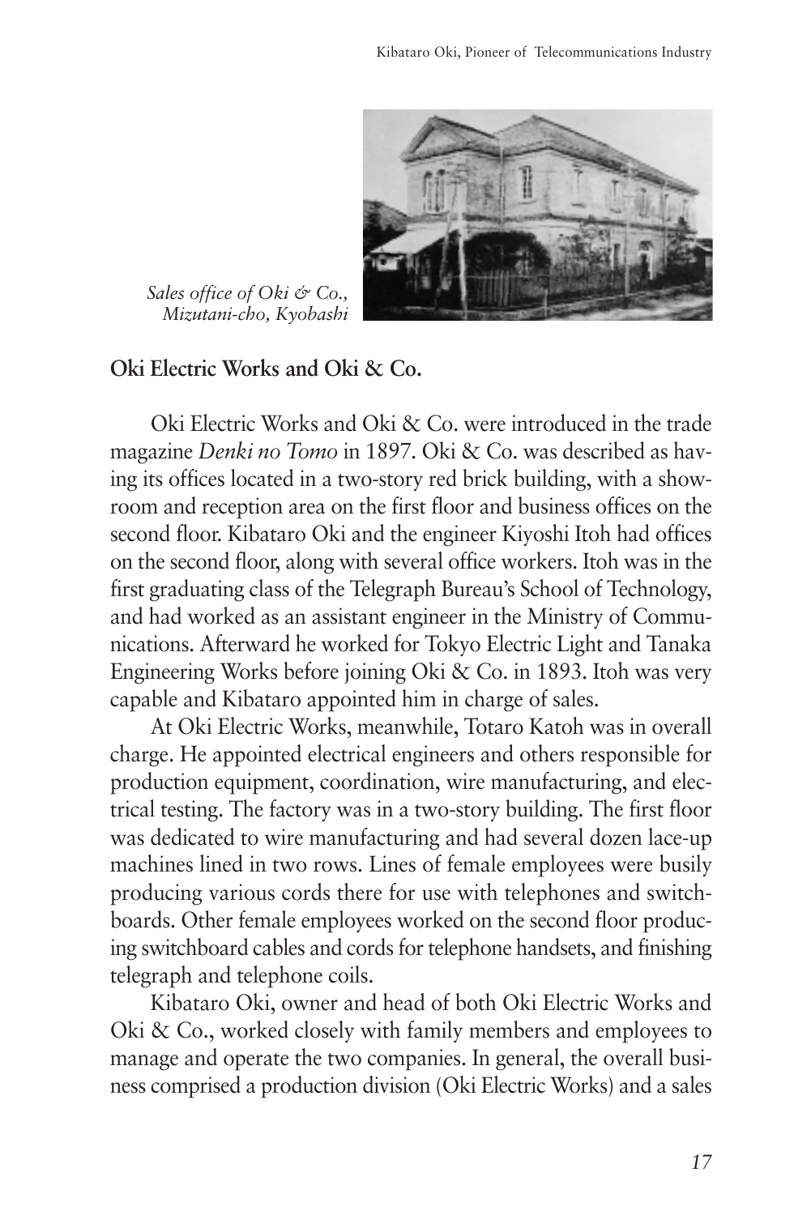*Sales office of Oki & Co., Mizutani-cho, Kyobashi*

## Oki Electric Works and Oki & Co.

Oki Electric Works and Oki & Co. were introduced in the trade magazine *Denki no Tomo* in 1897. Oki & Co. was described as having its offices located in a two-story red brick building, with a showroom and reception area on the first floor and business offices on the second floor. Kibataro Oki and the engineer Kiyoshi Itoh had offices on the second floor, along with several office workers. Itoh was in the first graduating class of the Telegraph Bureau's School of Technology, and had worked as an assistant engineer in the Ministry of Communications. Afterward he worked for Tokyo Electric Light and Tanaka Engineering Works before joining Oki & Co. in 1893. Itoh was very capable and Kibataro appointed him in charge of sales.

At Oki Electric Works, meanwhile, Totaro Katoh was in overall charge. He appointed electrical engineers and others responsible for production equipment, coordination, wire manufacturing, and electrical testing. The factory was in a two-story building. The first floor was dedicated to wire manufacturing and had several dozen lace-up machines lined in two rows. Lines of female employees were busily producing various cords there for use with telephones and switchboards. Other female employees worked on the second floor producing switchboard cables and cords for telephone handsets, and finishing telegraph and telephone coils.

Kibataro Oki, owner and head of both Oki Electric Works and Oki & Co., worked closely with family members and employees to manage and operate the two companies. In general, the overall business comprised a production division (Oki Electric Works) and a sales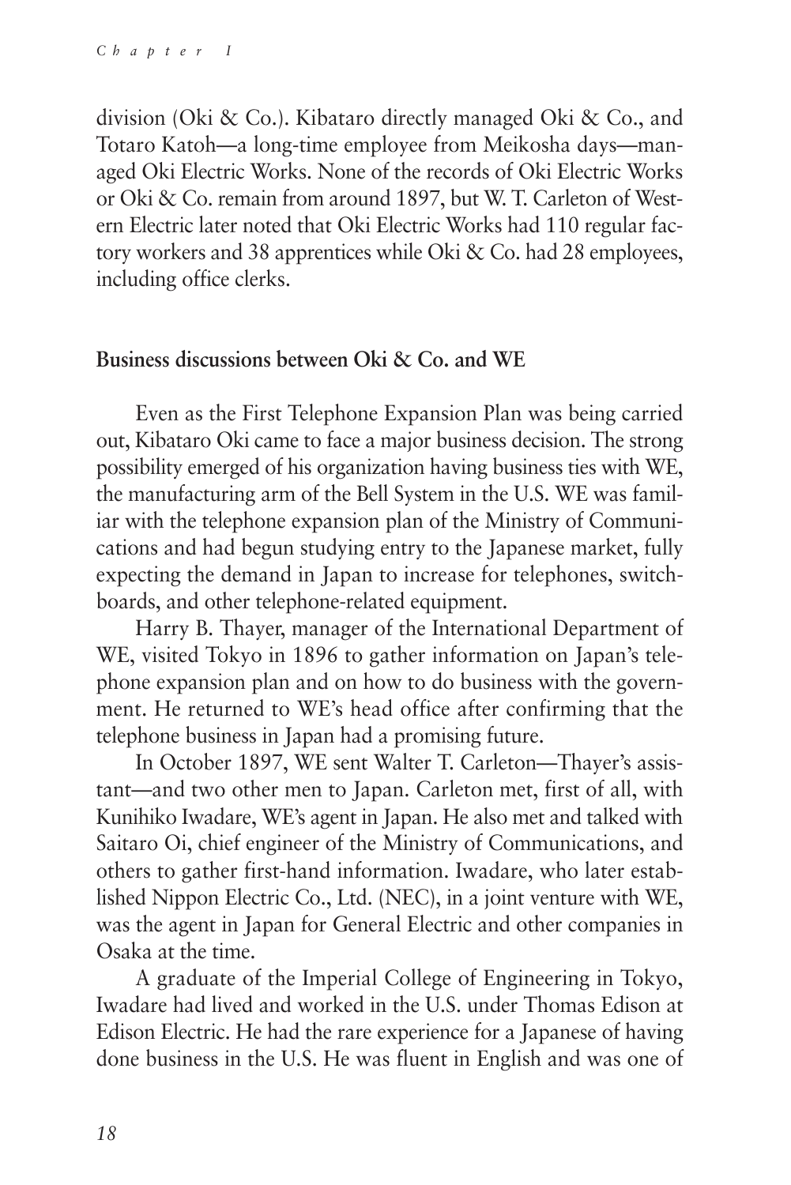division (Oki & Co.). Kibataro directly managed Oki & Co., and Totaro Katoh—a long-time employee from Meikosha days—managed Oki Electric Works. None of the records of Oki Electric Works or Oki & Co. remain from around 1897, but W. T. Carleton of Western Electric later noted that Oki Electric Works had 110 regular factory workers and 38 apprentices while Oki & Co. had 28 employees, including office clerks.

### Business discussions between Oki & Co. and WE

Even as the First Telephone Expansion Plan was being carried out, Kibataro Oki came to face a major business decision. The strong possibility emerged of his organization having business ties with WE, the manufacturing arm of the Bell System in the U.S. WE was familiar with the telephone expansion plan of the Ministry of Communications and had begun studying entry to the Japanese market, fully expecting the demand in Japan to increase for telephones, switchboards, and other telephone-related equipment.

Harry B. Thayer, manager of the International Department of WE, visited Tokyo in 1896 to gather information on Japan's telephone expansion plan and on how to do business with the government. He returned to WE's head office after confirming that the telephone business in Japan had a promising future.

In October 1897, WE sent Walter T. Carleton—Thayer's assistant—and two other men to Japan. Carleton met, first of all, with Kunihiko Iwadare, WE's agent in Japan. He also met and talked with Saitaro Oi, chief engineer of the Ministry of Communications, and others to gather first-hand information. Iwadare, who later established Nippon Electric Co., Ltd. (NEC), in a joint venture with WE, was the agent in Japan for General Electric and other companies in Osaka at the time.

A graduate of the Imperial College of Engineering in Tokyo, Iwadare had lived and worked in the U.S. under Thomas Edison at Edison Electric. He had the rare experience for a Japanese of having done business in the U.S. He was fluent in English and was one of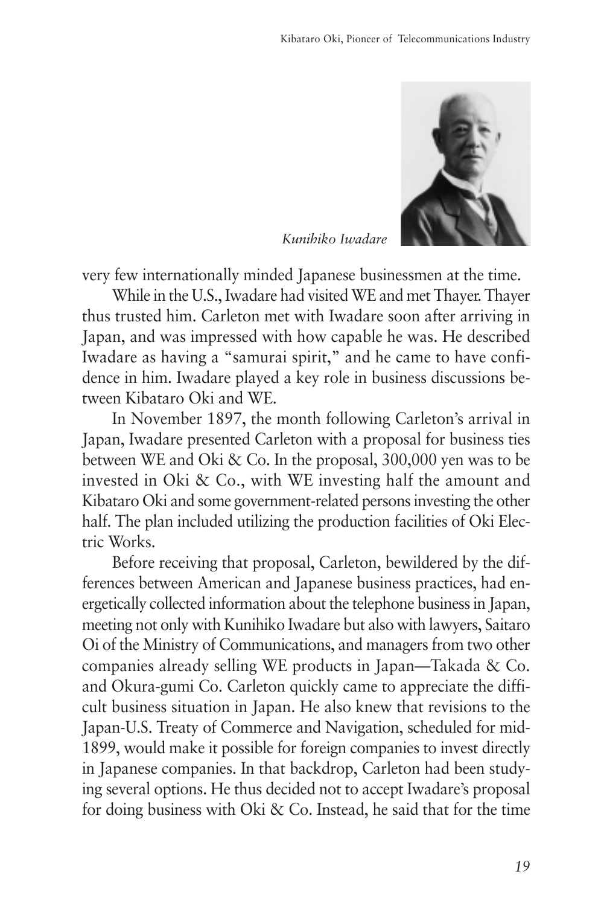*Kunihiko Iwadare*

very few internationally minded Japanese businessmen at the time.

While in the U.S., Iwadare had visited WE and met Thayer. Thayer thus trusted him. Carleton met with Iwadare soon after arriving in Japan, and was impressed with how capable he was. He described Iwadare as having a "samurai spirit," and he came to have confidence in him. Iwadare played a key role in business discussions between Kibataro Oki and WE.

In November 1897, the month following Carleton's arrival in Japan, Iwadare presented Carleton with a proposal for business ties between WE and Oki & Co. In the proposal, 300,000 yen was to be invested in Oki & Co., with WE investing half the amount and Kibataro Oki and some government-related persons investing the other half. The plan included utilizing the production facilities of Oki Electric Works.

Before receiving that proposal, Carleton, bewildered by the differences between American and Japanese business practices, had energetically collected information about the telephone business in Japan, meeting not only with Kunihiko Iwadare but also with lawyers, Saitaro Oi of the Ministry of Communications, and managers from two other companies already selling WE products in Japan—Takada & Co. and Okura-gumi Co. Carleton quickly came to appreciate the difficult business situation in Japan. He also knew that revisions to the Japan-U.S. Treaty of Commerce and Navigation, scheduled for mid-1899, would make it possible for foreign companies to invest directly in Japanese companies. In that backdrop, Carleton had been studying several options. He thus decided not to accept Iwadare's proposal for doing business with Oki & Co. Instead, he said that for the time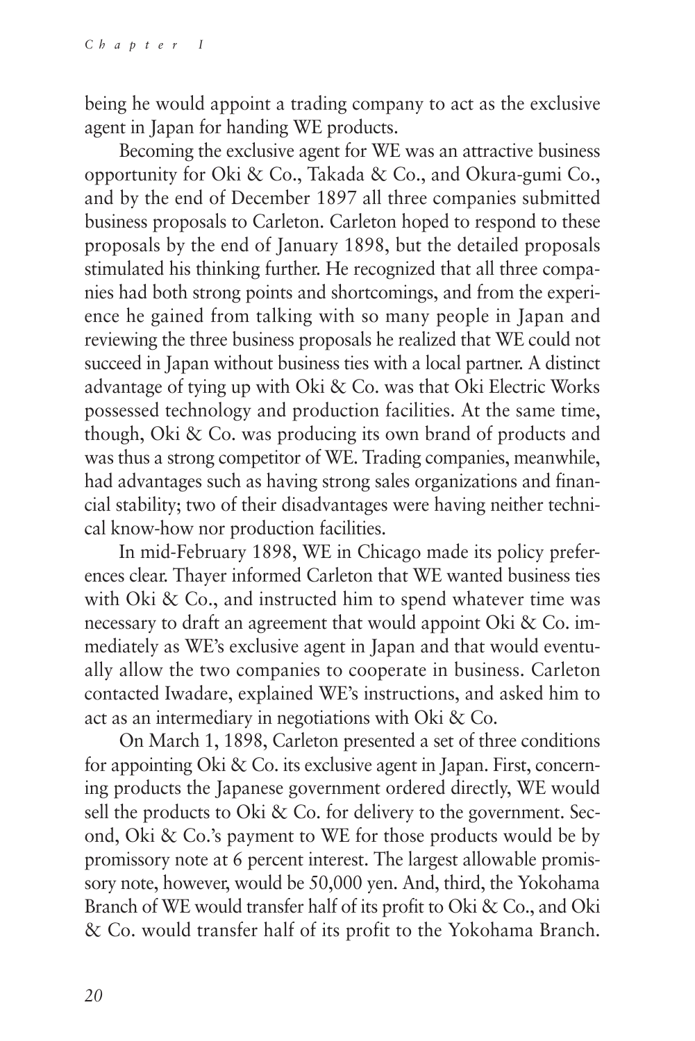being he would appoint a trading company to act as the exclusive agent in Japan for handing WE products.

Becoming the exclusive agent for WE was an attractive business opportunity for Oki & Co., Takada & Co., and Okura-gumi Co., and by the end of December 1897 all three companies submitted business proposals to Carleton. Carleton hoped to respond to these proposals by the end of January 1898, but the detailed proposals stimulated his thinking further. He recognized that all three companies had both strong points and shortcomings, and from the experience he gained from talking with so many people in Japan and reviewing the three business proposals he realized that WE could not succeed in Japan without business ties with a local partner. A distinct advantage of tying up with Oki & Co. was that Oki Electric Works possessed technology and production facilities. At the same time, though, Oki & Co. was producing its own brand of products and was thus a strong competitor of WE. Trading companies, meanwhile, had advantages such as having strong sales organizations and financial stability; two of their disadvantages were having neither technical know-how nor production facilities.

In mid-February 1898, WE in Chicago made its policy preferences clear. Thayer informed Carleton that WE wanted business ties with Oki & Co., and instructed him to spend whatever time was necessary to draft an agreement that would appoint Oki & Co. immediately as WE's exclusive agent in Japan and that would eventually allow the two companies to cooperate in business. Carleton contacted Iwadare, explained WE's instructions, and asked him to act as an intermediary in negotiations with Oki & Co.

On March 1, 1898, Carleton presented a set of three conditions for appointing Oki & Co. its exclusive agent in Japan. First, concerning products the Japanese government ordered directly, WE would sell the products to Oki & Co. for delivery to the government. Second, Oki & Co.'s payment to WE for those products would be by promissory note at 6 percent interest. The largest allowable promissory note, however, would be 50,000 yen. And, third, the Yokohama Branch of WE would transfer half of its profit to Oki & Co., and Oki & Co. would transfer half of its profit to the Yokohama Branch.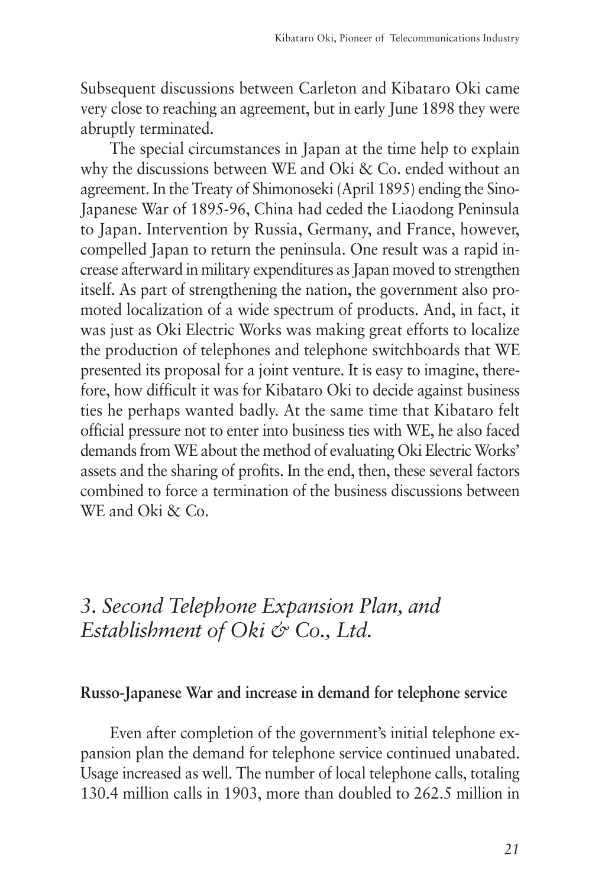Subsequent discussions between Carleton and Kibataro Oki came very close to reaching an agreement, but in early June 1898 they were abruptly terminated.

The special circumstances in Japan at the time help to explain why the discussions between WE and Oki & Co. ended without an agreement. In the Treaty of Shimonoseki (April 1895) ending the Sino-Japanese War of 1895-96, China had ceded the Liaodong Peninsula to Japan. Intervention by Russia, Germany, and France, however, compelled Japan to return the peninsula. One result was a rapid increase afterward in military expenditures as Japan moved to strengthen itself. As part of strengthening the nation, the government also promoted localization of a wide spectrum of products. And, in fact, it was just as Oki Electric Works was making great efforts to localize the production of telephones and telephone switchboards that WE presented its proposal for a joint venture. It is easy to imagine, therefore, how difficult it was for Kibataro Oki to decide against business ties he perhaps wanted badly. At the same time that Kibataro felt official pressure not to enter into business ties with WE, he also faced demands from WE about the method of evaluating Oki Electric Works' assets and the sharing of profits. In the end, then, these several factors combined to force a termination of the business discussions between WE and Oki & Co.

## *3. Second Telephone Expansion Plan, and Establishment of Oki & Co., Ltd.*

### Russo-Japanese War and increase in demand for telephone service

Even after completion of the government's initial telephone expansion plan the demand for telephone service continued unabated. Usage increased as well. The number of local telephone calls, totaling 130.4 million calls in 1903, more than doubled to 262.5 million in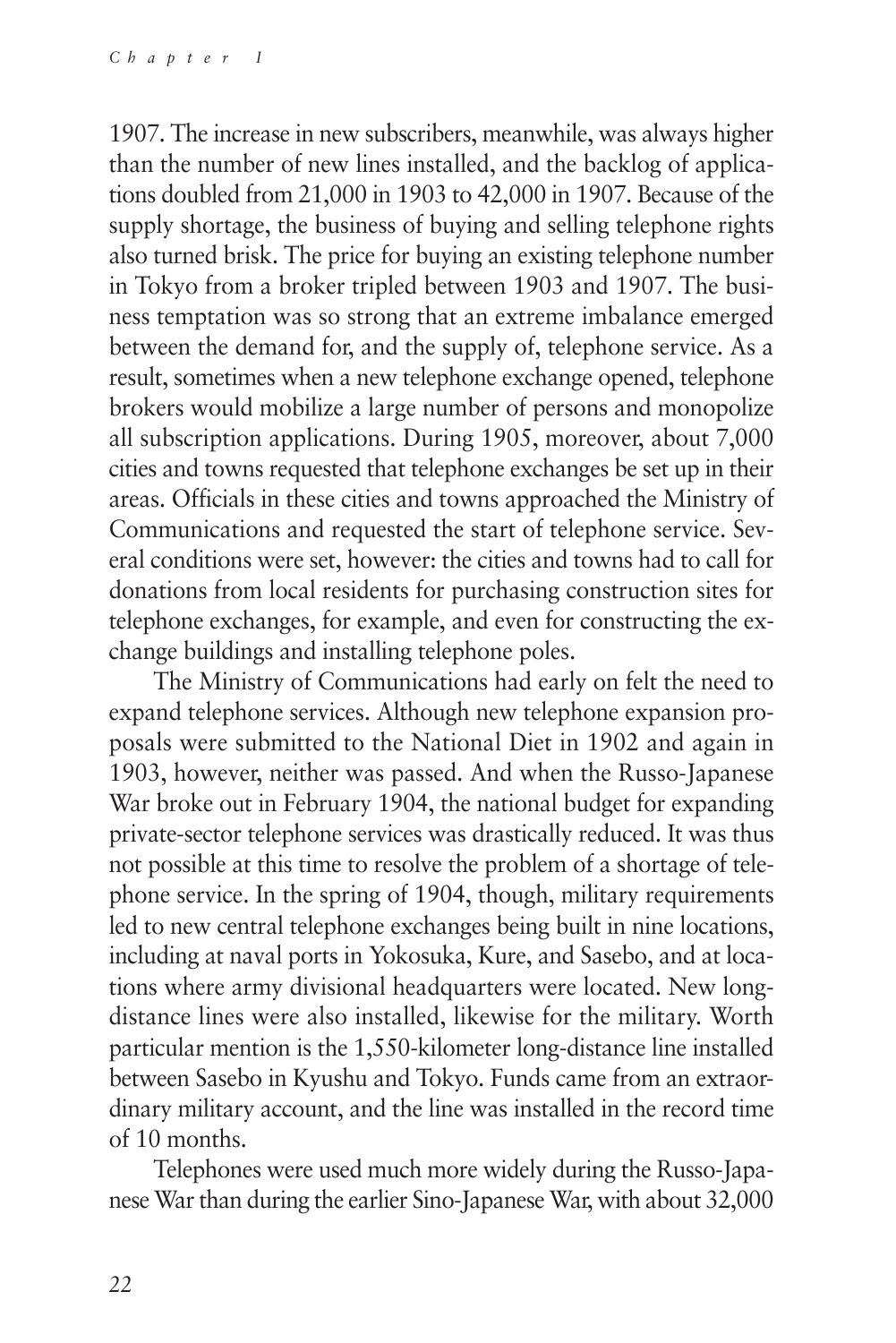1907. The increase in new subscribers, meanwhile, was always higher than the number of new lines installed, and the backlog of applications doubled from 21,000 in 1903 to 42,000 in 1907. Because of the supply shortage, the business of buying and selling telephone rights also turned brisk. The price for buying an existing telephone number in Tokyo from a broker tripled between 1903 and 1907. The business temptation was so strong that an extreme imbalance emerged between the demand for, and the supply of, telephone service. As a result, sometimes when a new telephone exchange opened, telephone brokers would mobilize a large number of persons and monopolize all subscription applications. During 1905, moreover, about 7,000 cities and towns requested that telephone exchanges be set up in their areas. Officials in these cities and towns approached the Ministry of Communications and requested the start of telephone service. Several conditions were set, however: the cities and towns had to call for donations from local residents for purchasing construction sites for telephone exchanges, for example, and even for constructing the exchange buildings and installing telephone poles.

The Ministry of Communications had early on felt the need to expand telephone services. Although new telephone expansion proposals were submitted to the National Diet in 1902 and again in 1903, however, neither was passed. And when the Russo-Japanese War broke out in February 1904, the national budget for expanding private-sector telephone services was drastically reduced. It was thus not possible at this time to resolve the problem of a shortage of telephone service. In the spring of 1904, though, military requirements led to new central telephone exchanges being built in nine locations, including at naval ports in Yokosuka, Kure, and Sasebo, and at locations where army divisional headquarters were located. New long-distance lines were also installed, likewise for the military. Worth particular mention is the 1,550-kilometer long-distance line installed between Sasebo in Kyushu and Tokyo. Funds came from an extraordinary military account, and the line was installed in the record time of 10 months.

Telephones were used much more widely during the Russo-Japanese War than during the earlier Sino-Japanese War, with about 32,000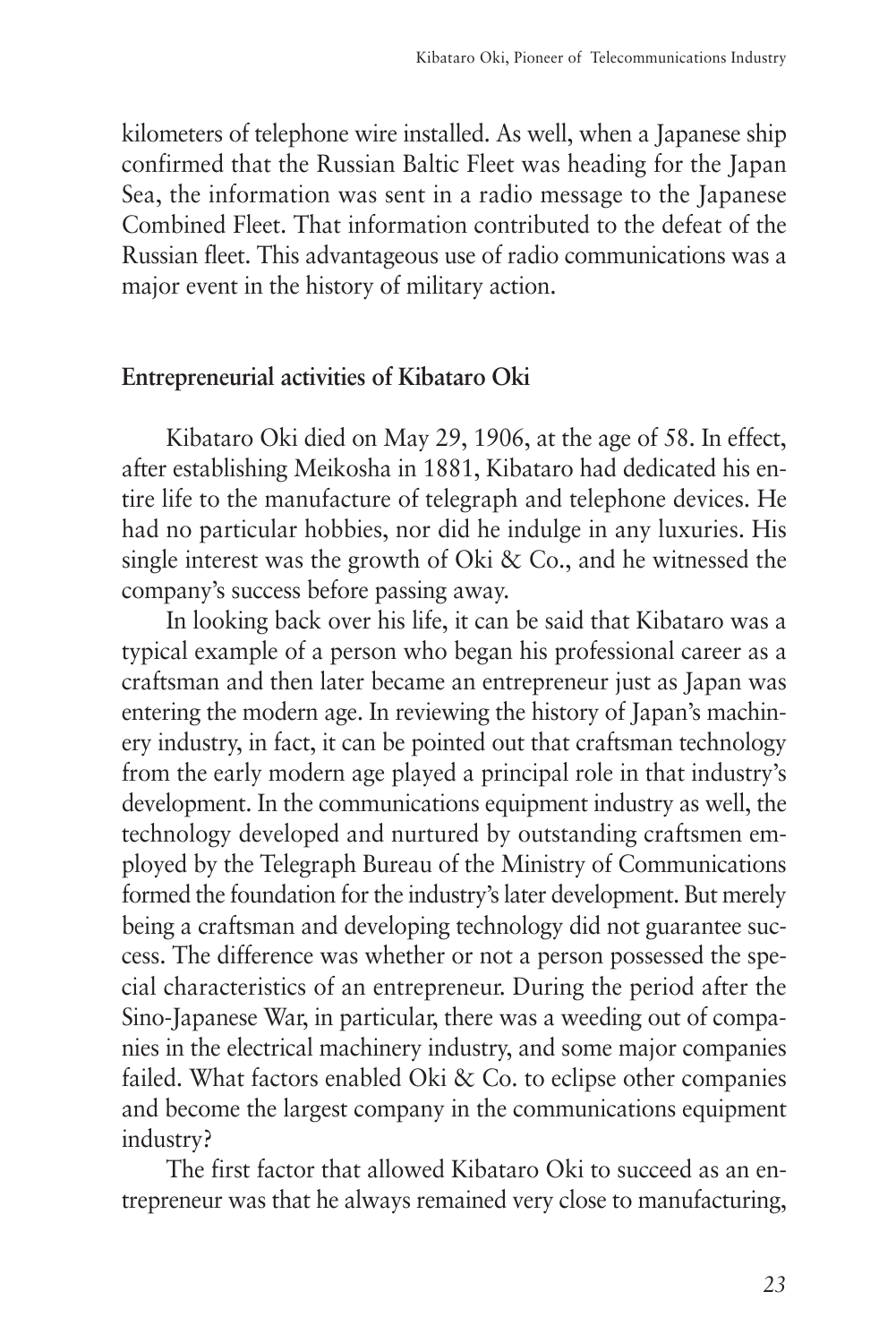kilometers of telephone wire installed. As well, when a Japanese ship confirmed that the Russian Baltic Fleet was heading for the Japan Sea, the information was sent in a radio message to the Japanese Combined Fleet. That information contributed to the defeat of the Russian fleet. This advantageous use of radio communications was a major event in the history of military action.

### Entrepreneurial activities of Kibataro Oki

Kibataro Oki died on May 29, 1906, at the age of 58. In effect, after establishing Meikosha in 1881, Kibataro had dedicated his entire life to the manufacture of telegraph and telephone devices. He had no particular hobbies, nor did he indulge in any luxuries. His single interest was the growth of Oki & Co., and he witnessed the company's success before passing away.

In looking back over his life, it can be said that Kibataro was a typical example of a person who began his professional career as a craftsman and then later became an entrepreneur just as Japan was entering the modern age. In reviewing the history of Japan's machinery industry, in fact, it can be pointed out that craftsman technology from the early modern age played a principal role in that industry's development. In the communications equipment industry as well, the technology developed and nurtured by outstanding craftsmen employed by the Telegraph Bureau of the Ministry of Communications formed the foundation for the industry's later development. But merely being a craftsman and developing technology did not guarantee success. The difference was whether or not a person possessed the special characteristics of an entrepreneur. During the period after the Sino-Japanese War, in particular, there was a weeding out of companies in the electrical machinery industry, and some major companies failed. What factors enabled Oki & Co. to eclipse other companies and become the largest company in the communications equipment industry?

The first factor that allowed Kibataro Oki to succeed as an entrepreneur was that he always remained very close to manufacturing,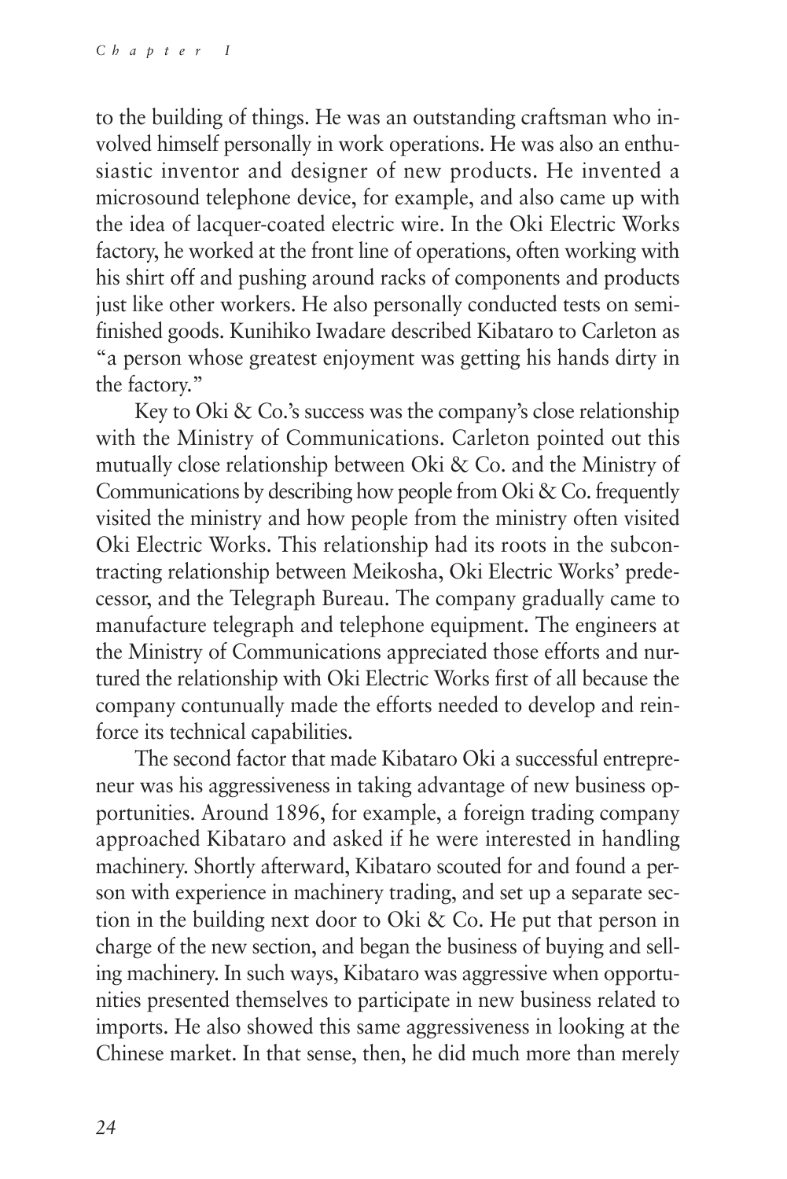to the building of things. He was an outstanding craftsman who involved himself personally in work operations. He was also an enthusiastic inventor and designer of new products. He invented a microsound telephone device, for example, and also came up with the idea of lacquer-coated electric wire. In the Oki Electric Works factory, he worked at the front line of operations, often working with his shirt off and pushing around racks of components and products just like other workers. He also personally conducted tests on semi-finished goods. Kunihiko Iwadare described Kibataro to Carleton as "a person whose greatest enjoyment was getting his hands dirty in the factory."

Key to Oki & Co.'s success was the company's close relationship with the Ministry of Communications. Carleton pointed out this mutually close relationship between Oki & Co. and the Ministry of Communications by describing how people from Oki & Co. frequently visited the ministry and how people from the ministry often visited Oki Electric Works. This relationship had its roots in the subcontracting relationship between Meikosha, Oki Electric Works' predecessor, and the Telegraph Bureau. The company gradually came to manufacture telegraph and telephone equipment. The engineers at the Ministry of Communications appreciated those efforts and nurtured the relationship with Oki Electric Works first of all because the company contunually made the efforts needed to develop and reinforce its technical capabilities.

The second factor that made Kibataro Oki a successful entrepreneur was his aggressiveness in taking advantage of new business opportunities. Around 1896, for example, a foreign trading company approached Kibataro and asked if he were interested in handling machinery. Shortly afterward, Kibataro scouted for and found a person with experience in machinery trading, and set up a separate section in the building next door to Oki & Co. He put that person in charge of the new section, and began the business of buying and selling machinery. In such ways, Kibataro was aggressive when opportunities presented themselves to participate in new business related to imports. He also showed this same aggressiveness in looking at the Chinese market. In that sense, then, he did much more than merely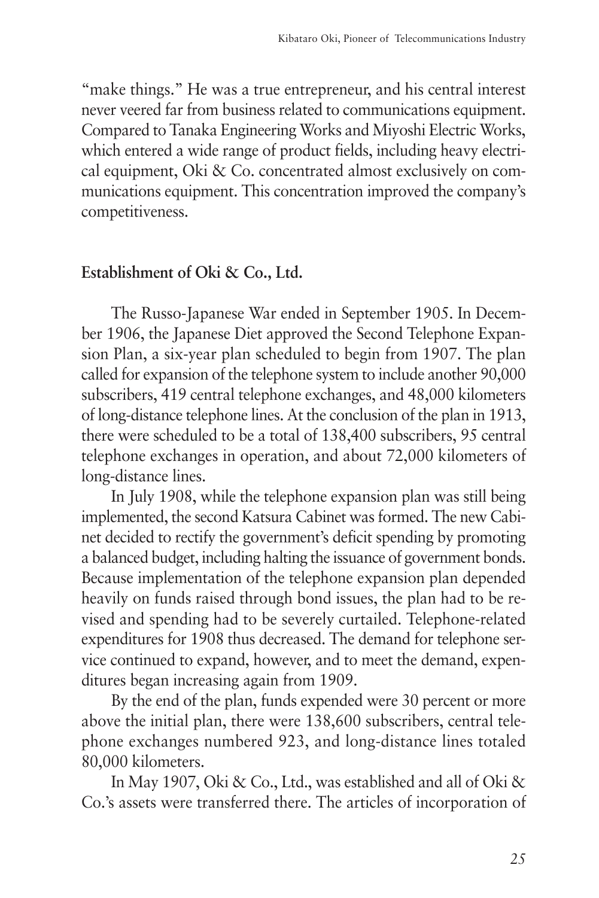"make things." He was a true entrepreneur, and his central interest never veered far from business related to communications equipment. Compared to Tanaka Engineering Works and Miyoshi Electric Works, which entered a wide range of product fields, including heavy electrical equipment, Oki & Co. concentrated almost exclusively on communications equipment. This concentration improved the company's competitiveness.

## Establishment of Oki & Co., Ltd.

The Russo-Japanese War ended in September 1905. In December 1906, the Japanese Diet approved the Second Telephone Expansion Plan, a six-year plan scheduled to begin from 1907. The plan called for expansion of the telephone system to include another 90,000 subscribers, 419 central telephone exchanges, and 48,000 kilometers of long-distance telephone lines. At the conclusion of the plan in 1913, there were scheduled to be a total of 138,400 subscribers, 95 central telephone exchanges in operation, and about 72,000 kilometers of long-distance lines.

In July 1908, while the telephone expansion plan was still being implemented, the second Katsura Cabinet was formed. The new Cabinet decided to rectify the government's deficit spending by promoting a balanced budget, including halting the issuance of government bonds. Because implementation of the telephone expansion plan depended heavily on funds raised through bond issues, the plan had to be revised and spending had to be severely curtailed. Telephone-related expenditures for 1908 thus decreased. The demand for telephone service continued to expand, however, and to meet the demand, expenditures began increasing again from 1909.

By the end of the plan, funds expended were 30 percent or more above the initial plan, there were 138,600 subscribers, central telephone exchanges numbered 923, and long-distance lines totaled 80,000 kilometers.

In May 1907, Oki & Co., Ltd., was established and all of Oki & Co.'s assets were transferred there. The articles of incorporation of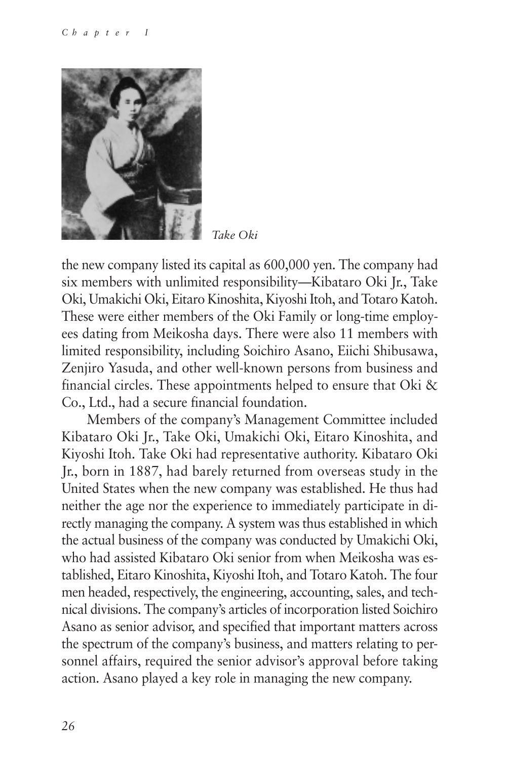*Take Oki*

the new company listed its capital as 600,000 yen. The company had six members with unlimited responsibility—Kibataro Oki Jr., Take Oki, Umakichi Oki, Eitaro Kinoshita, Kiyoshi Itoh, and Totaro Katoh. These were either members of the Oki Family or long-time employees dating from Meikosha days. There were also 11 members with limited responsibility, including Soichiro Asano, Eiichi Shibusawa, Zenjiro Yasuda, and other well-known persons from business and financial circles. These appointments helped to ensure that Oki & Co., Ltd., had a secure financial foundation.

Members of the company's Management Committee included Kibataro Oki Jr., Take Oki, Umakichi Oki, Eitaro Kinoshita, and Kiyoshi Itoh. Take Oki had representative authority. Kibataro Oki Jr., born in 1887, had barely returned from overseas study in the United States when the new company was established. He thus had neither the age nor the experience to immediately participate in directly managing the company. A system was thus established in which the actual business of the company was conducted by Umakichi Oki, who had assisted Kibataro Oki senior from when Meikosha was established, Eitaro Kinoshita, Kiyoshi Itoh, and Totaro Katoh. The four men headed, respectively, the engineering, accounting, sales, and technical divisions. The company's articles of incorporation listed Soichiro Asano as senior advisor, and specified that important matters across the spectrum of the company's business, and matters relating to personnel affairs, required the senior advisor's approval before taking action. Asano played a key role in managing the new company.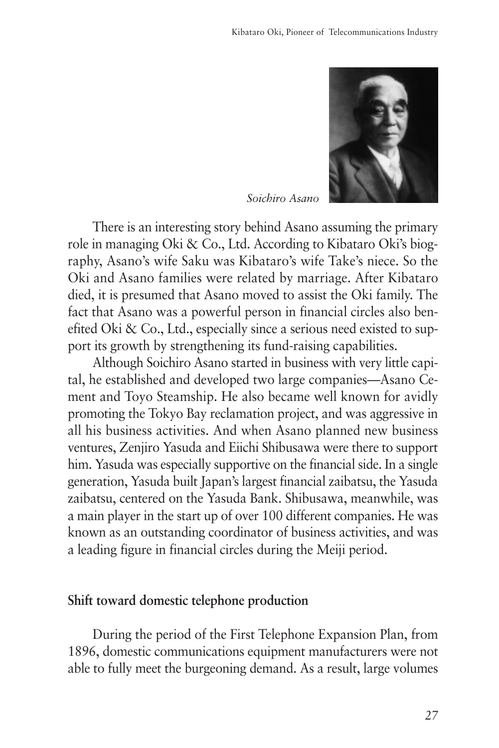*Soichiro Asano*

There is an interesting story behind Asano assuming the primary role in managing Oki & Co., Ltd. According to Kibataro Oki's biography, Asano's wife Saku was Kibataro's wife Take's niece. So the Oki and Asano families were related by marriage. After Kibataro died, it is presumed that Asano moved to assist the Oki family. The fact that Asano was a powerful person in financial circles also benefited Oki & Co., Ltd., especially since a serious need existed to support its growth by strengthening its fund-raising capabilities.

Although Soichiro Asano started in business with very little capital, he established and developed two large companies—Asano Cement and Toyo Steamship. He also became well known for avidly promoting the Tokyo Bay reclamation project, and was aggressive in all his business activities. And when Asano planned new business ventures, Zenjiro Yasuda and Eiichi Shibusawa were there to support him. Yasuda was especially supportive on the financial side. In a single generation, Yasuda built Japan's largest financial zaibatsu, the Yasuda zaibatsu, centered on the Yasuda Bank. Shibusawa, meanwhile, was a main player in the start up of over 100 different companies. He was known as an outstanding coordinator of business activities, and was a leading figure in financial circles during the Meiji period.

**Shift toward domestic telephone production**

During the period of the First Telephone Expansion Plan, from 1896, domestic communications equipment manufacturers were not able to fully meet the burgeoning demand. As a result, large volumes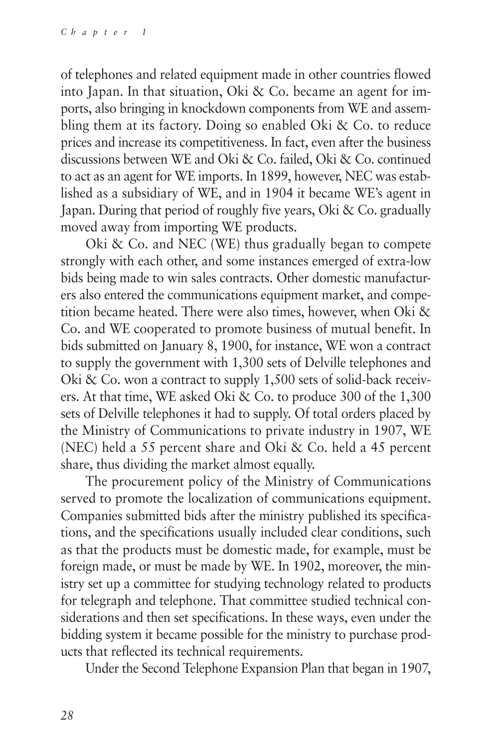of telephones and related equipment made in other countries flowed into Japan. In that situation, Oki & Co. became an agent for imports, also bringing in knockdown components from WE and assembling them at its factory. Doing so enabled Oki & Co. to reduce prices and increase its competitiveness. In fact, even after the business discussions between WE and Oki & Co. failed, Oki & Co. continued to act as an agent for WE imports. In 1899, however, NEC was established as a subsidiary of WE, and in 1904 it became WE's agent in Japan. During that period of roughly five years, Oki & Co. gradually moved away from importing WE products.

Oki & Co. and NEC (WE) thus gradually began to compete strongly with each other, and some instances emerged of extra-low bids being made to win sales contracts. Other domestic manufacturers also entered the communications equipment market, and competition became heated. There were also times, however, when Oki & Co. and WE cooperated to promote business of mutual benefit. In bids submitted on January 8, 1900, for instance, WE won a contract to supply the government with 1,300 sets of Delville telephones and Oki & Co. won a contract to supply 1,500 sets of solid-back receivers. At that time, WE asked Oki & Co. to produce 300 of the 1,300 sets of Delville telephones it had to supply. Of total orders placed by the Ministry of Communications to private industry in 1907, WE (NEC) held a 55 percent share and Oki & Co. held a 45 percent share, thus dividing the market almost equally.

The procurement policy of the Ministry of Communications served to promote the localization of communications equipment. Companies submitted bids after the ministry published its specifications, and the specifications usually included clear conditions, such as that the products must be domestic made, for example, must be foreign made, or must be made by WE. In 1902, moreover, the ministry set up a committee for studying technology related to products for telegraph and telephone. That committee studied technical considerations and then set specifications. In these ways, even under the bidding system it became possible for the ministry to purchase products that reflected its technical requirements.

Under the Second Telephone Expansion Plan that began in 1907,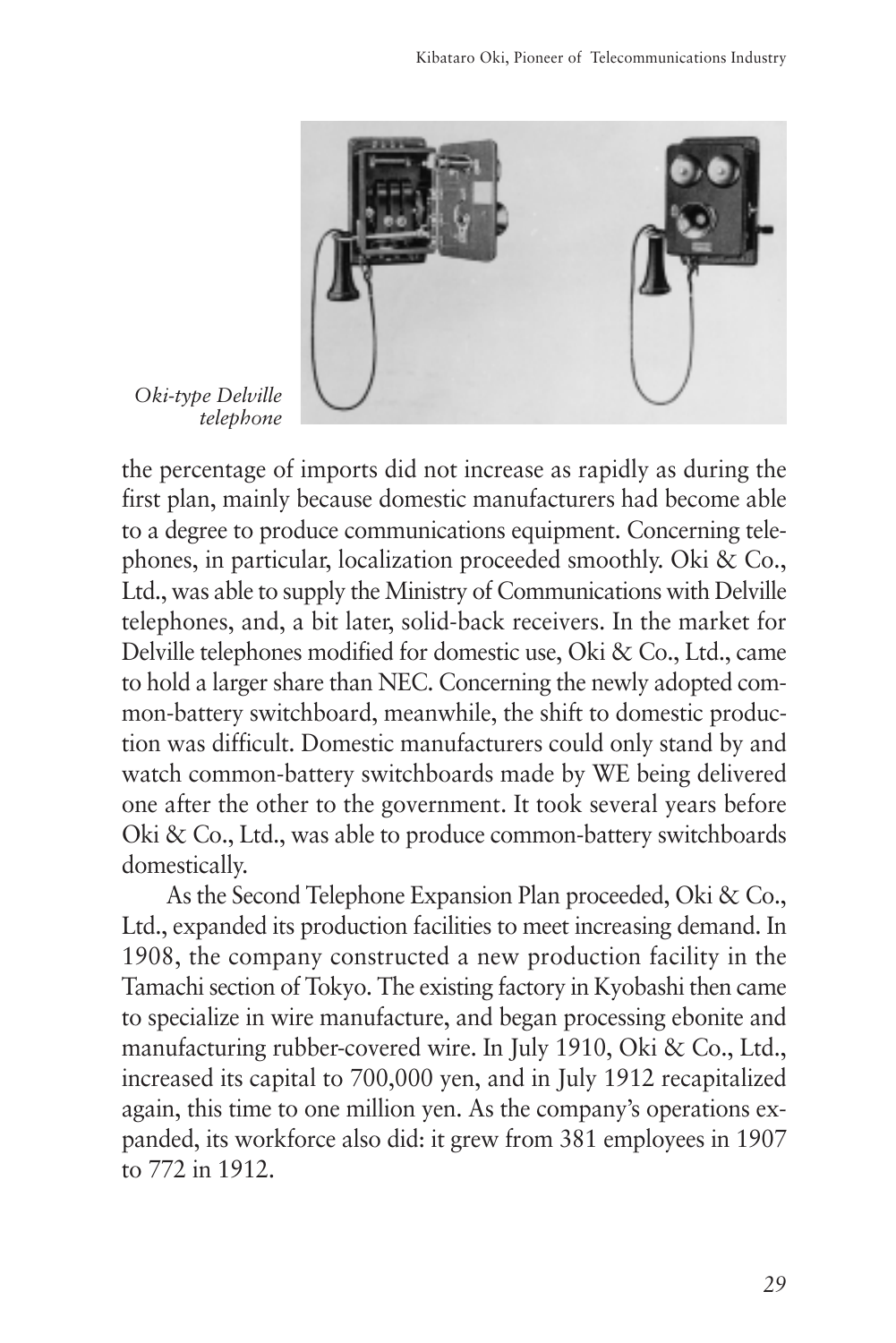*Oki-type Delville telephone*

the percentage of imports did not increase as rapidly as during the first plan, mainly because domestic manufacturers had become able to a degree to produce communications equipment. Concerning telephones, in particular, localization proceeded smoothly. Oki & Co., Ltd., was able to supply the Ministry of Communications with Delville telephones, and, a bit later, solid-back receivers. In the market for Delville telephones modified for domestic use, Oki & Co., Ltd., came to hold a larger share than NEC. Concerning the newly adopted common-battery switchboard, meanwhile, the shift to domestic production was difficult. Domestic manufacturers could only stand by and watch common-battery switchboards made by WE being delivered one after the other to the government. It took several years before Oki & Co., Ltd., was able to produce common-battery switchboards domestically.

As the Second Telephone Expansion Plan proceeded, Oki & Co., Ltd., expanded its production facilities to meet increasing demand. In 1908, the company constructed a new production facility in the Tamachi section of Tokyo. The existing factory in Kyobashi then came to specialize in wire manufacture, and began processing ebonite and manufacturing rubber-covered wire. In July 1910, Oki & Co., Ltd., increased its capital to 700,000 yen, and in July 1912 recapitalized again, this time to one million yen. As the company's operations expanded, its workforce also did: it grew from 381 employees in 1907 to 772 in 1912.